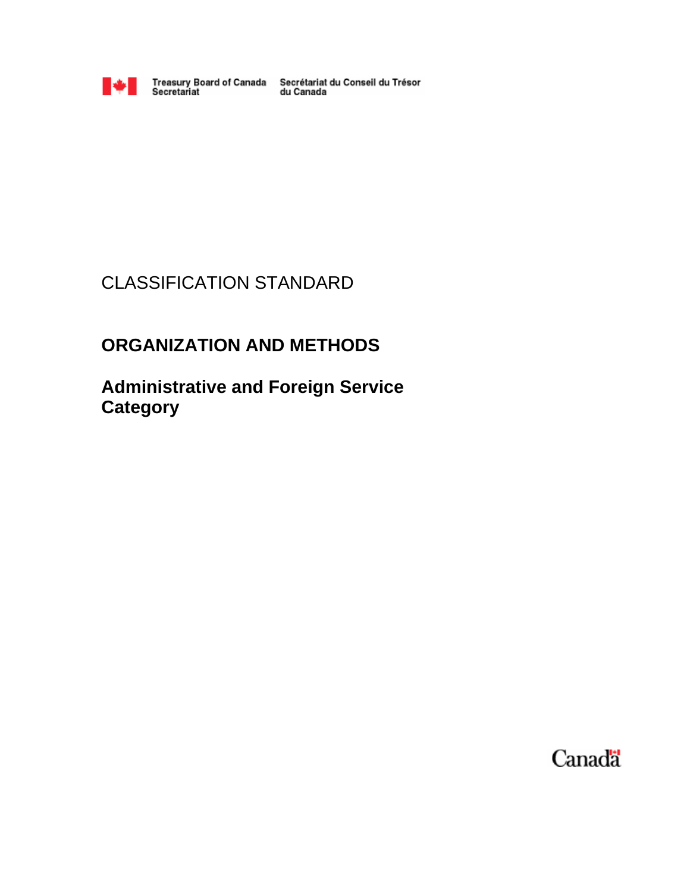Treasury Board of Canada Secretariat Secrétariat du Conseil du Trésor du Canada

CLASSIFICATION STANDARD

# ORGANIZATION AND METHODS

## Administrative and Foreign Service Category

Canada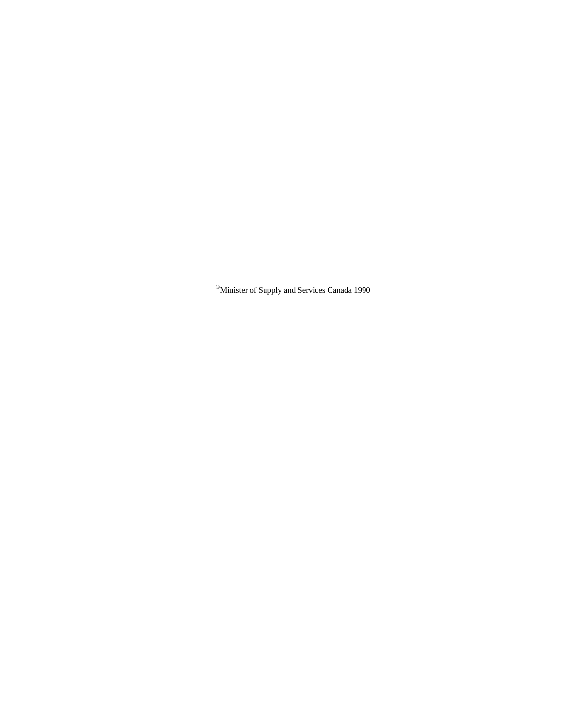©Minister of Supply and Services Canada 1990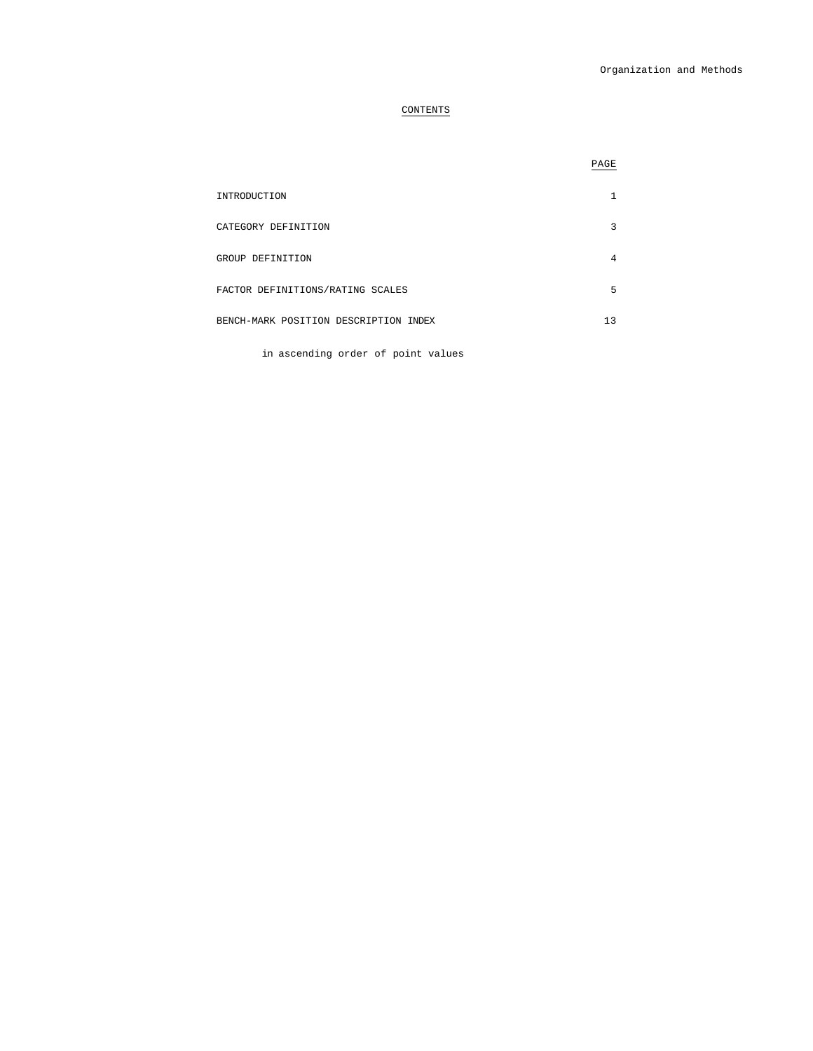## CONTENTS

| | PAGE |
|---|---|
| INTRODUCTION | 1 |
| CATEGORY DEFINITION | 3 |
| GROUP DEFINITION | 4 |
| FACTOR DEFINITIONS/RATING SCALES | 5 |
| BENCH-MARK POSITION DESCRIPTION INDEX | 13 |

in ascending order of point values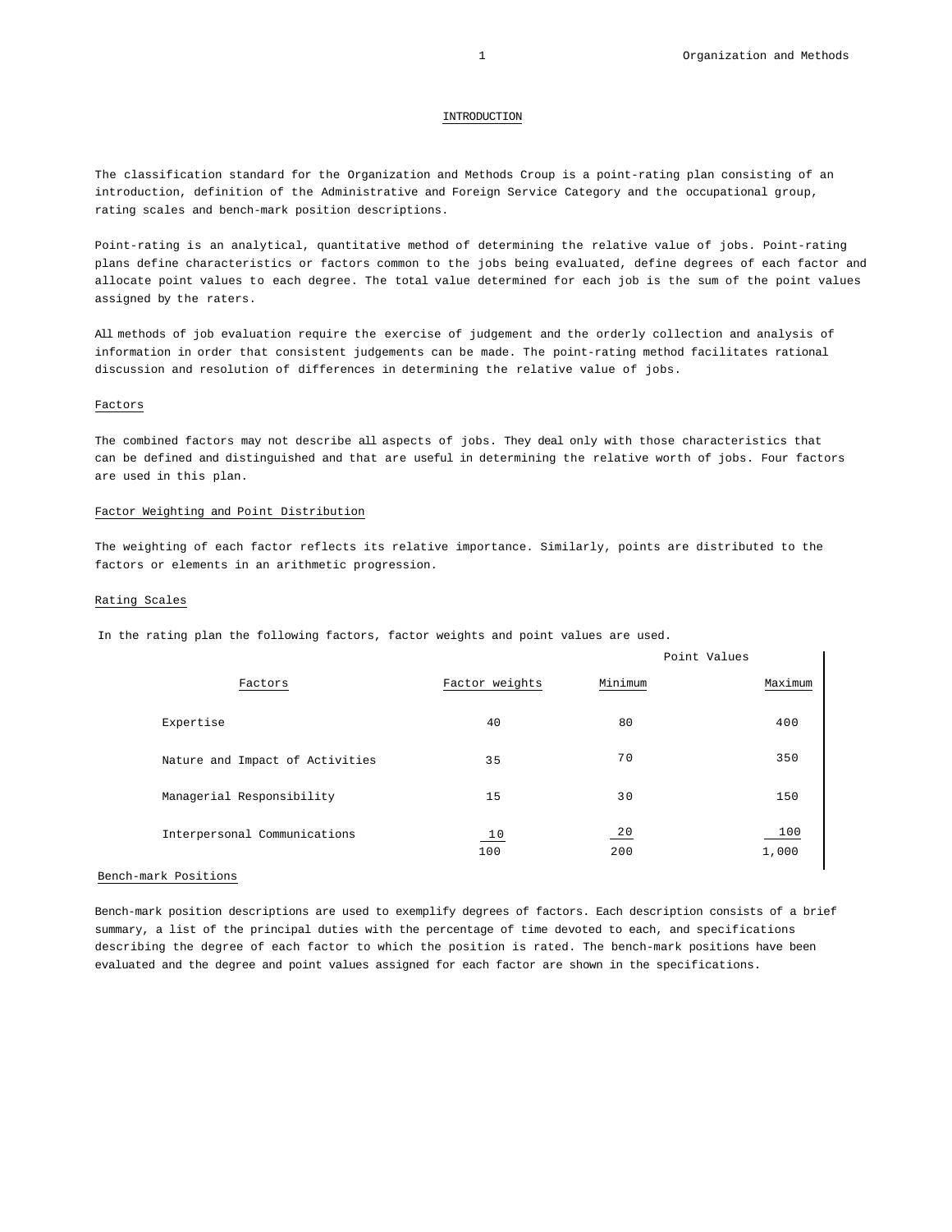## INTRODUCTION

The classification standard for the Organization and Methods Croup is a point-rating plan consisting of an introduction, definition of the Administrative and Foreign Service Category and the occupational group, rating scales and bench-mark position descriptions.

Point-rating is an analytical, quantitative method of determining the relative value of jobs. Point-rating plans define characteristics or factors common to the jobs being evaluated, define degrees of each factor and allocate point values to each degree. The total value determined for each job is the sum of the point values assigned by the raters.

All methods of job evaluation require the exercise of judgement and the orderly collection and analysis of information in order that consistent judgements can be made. The point-rating method facilitates rational discussion and resolution of differences in determining the relative value of jobs.

### Factors

The combined factors may not describe all aspects of jobs. They deal only with those characteristics that can be defined and distinguished and that are useful in determining the relative worth of jobs. Four factors are used in this plan.

### Factor Weighting and Point Distribution

The weighting of each factor reflects its relative importance. Similarly, points are distributed to the factors or elements in an arithmetic progression.

### Rating Scales

In the rating plan the following factors, factor weights and point values are used.

| Factors | Factor weights | Point Values Minimum | Point Values Maximum |
|---|---|---|---|
| Expertise | 40 | 80 | 400 |
| Nature and Impact of Activities | 35 | 70 | 350 |
| Managerial Responsibility | 15 | 30 | 150 |
| Interpersonal Communications | 10 | 20 | 100 |
| | 100 | 200 | 1,000 |

### Bench-mark Positions

Bench-mark position descriptions are used to exemplify degrees of factors. Each description consists of a brief summary, a list of the principal duties with the percentage of time devoted to each, and specifications describing the degree of each factor to which the position is rated. The bench-mark positions have been evaluated and the degree and point values assigned for each factor are shown in the specifications.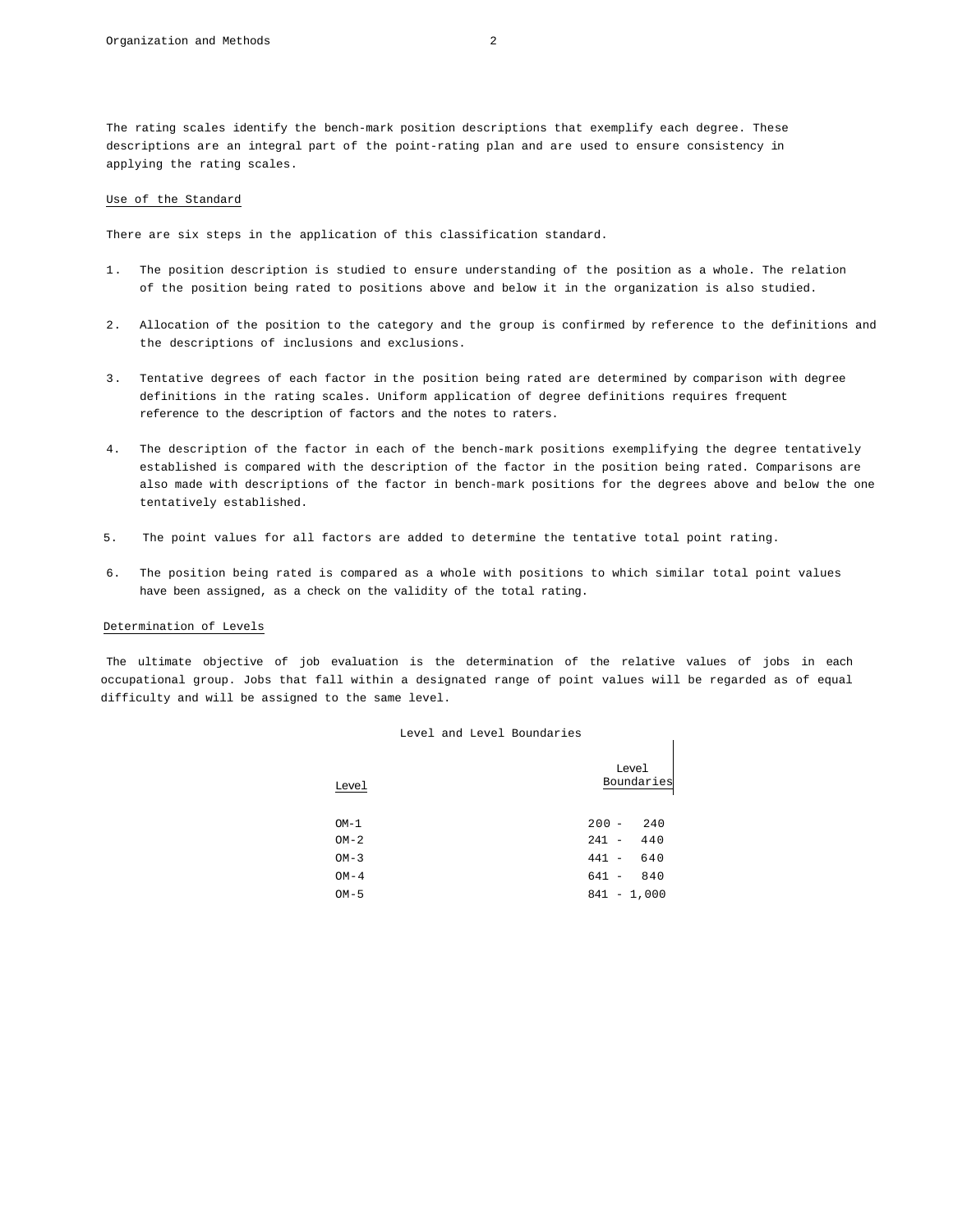The rating scales identify the bench-mark position descriptions that exemplify each degree. These descriptions are an integral part of the point-rating plan and are used to ensure consistency in applying the rating scales.

## Use of the Standard

There are six steps in the application of this classification standard.

1. The position description is studied to ensure understanding of the position as a whole. The relation of the position being rated to positions above and below it in the organization is also studied.

2. Allocation of the position to the category and the group is confirmed by reference to the definitions and the descriptions of inclusions and exclusions.

3. Tentative degrees of each factor in the position being rated are determined by comparison with degree definitions in the rating scales. Uniform application of degree definitions requires frequent reference to the description of factors and the notes to raters.

4. The description of the factor in each of the bench-mark positions exemplifying the degree tentatively established is compared with the description of the factor in the position being rated. Comparisons are also made with descriptions of the factor in bench-mark positions for the degrees above and below the one tentatively established.

5. The point values for all factors are added to determine the tentative total point rating.

6. The position being rated is compared as a whole with positions to which similar total point values have been assigned, as a check on the validity of the total rating.

## Determination of Levels

The ultimate objective of job evaluation is the determination of the relative values of jobs in each occupational group. Jobs that fall within a designated range of point values will be regarded as of equal difficulty and will be assigned to the same level.

Level and Level Boundaries

| Level | Level Boundaries |
| --- | --- |
| OM-1 | 200 - 240 |
| OM-2 | 241 - 440 |
| OM-3 | 441 - 640 |
| OM-4 | 641 - 840 |
| OM-5 | 841 - 1,000 |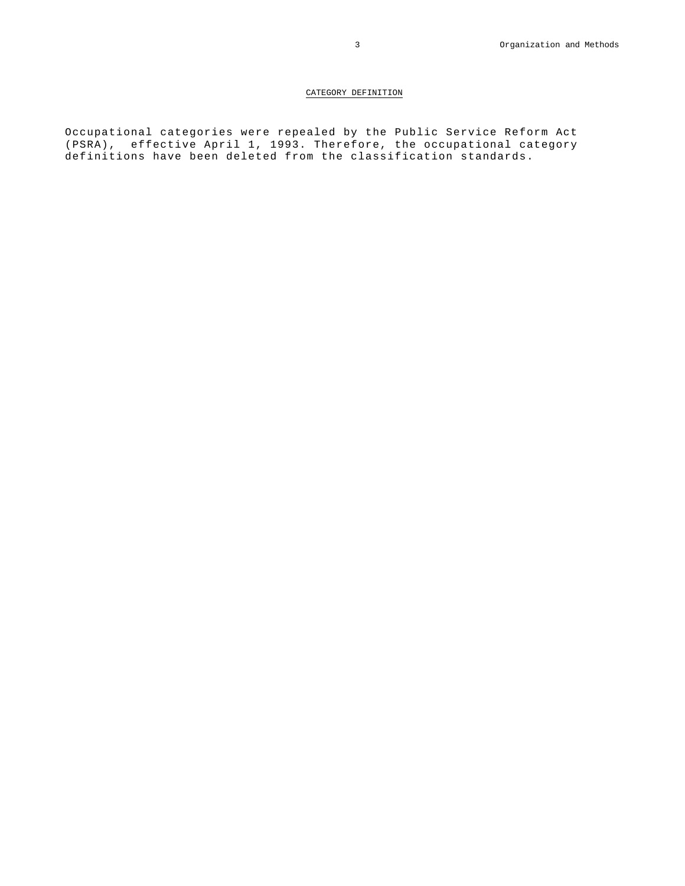## CATEGORY DEFINITION

Occupational categories were repealed by the Public Service Reform Act (PSRA), effective April 1, 1993. Therefore, the occupational category definitions have been deleted from the classification standards.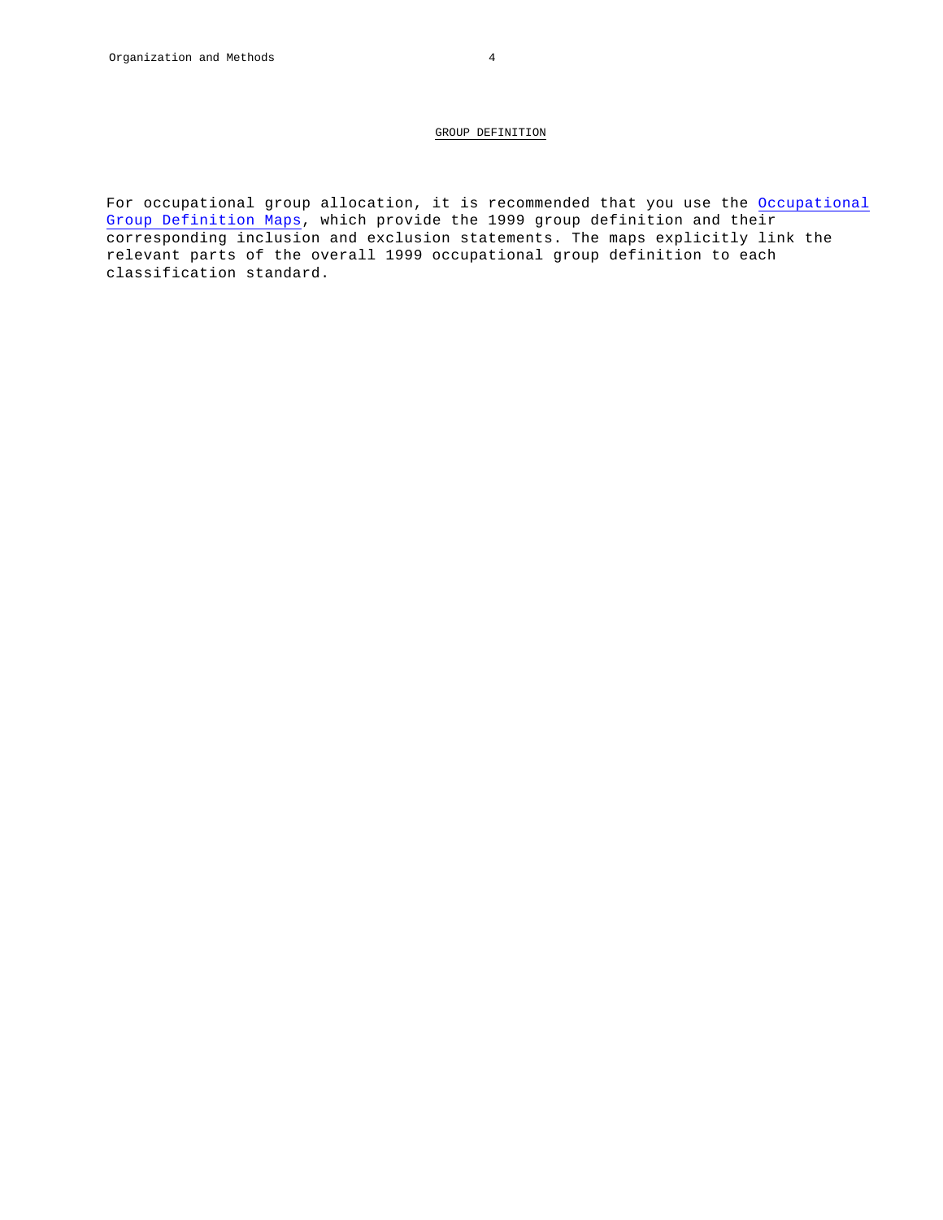## GROUP DEFINITION

For occupational group allocation, it is recommended that you use the Occupational Group Definition Maps, which provide the 1999 group definition and their corresponding inclusion and exclusion statements. The maps explicitly link the relevant parts of the overall 1999 occupational group definition to each classification standard.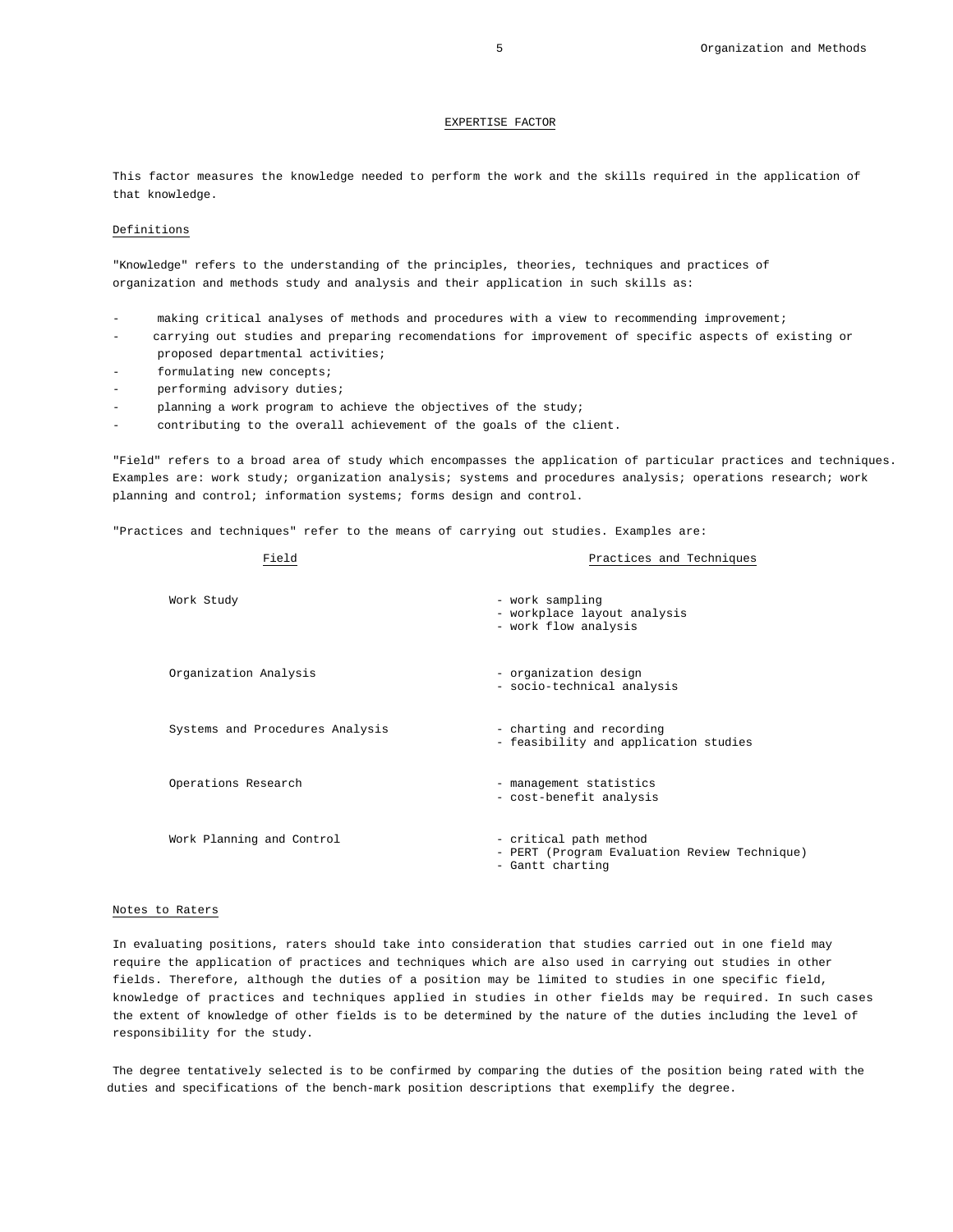## EXPERTISE FACTOR

This factor measures the knowledge needed to perform the work and the skills required in the application of that knowledge.

### Definitions

"Knowledge" refers to the understanding of the principles, theories, techniques and practices of organization and methods study and analysis and their application in such skills as:

- making critical analyses of methods and procedures with a view to recommending improvement;
- carrying out studies and preparing recomendations for improvement of specific aspects of existing or proposed departmental activities;
- formulating new concepts;
- performing advisory duties;
- planning a work program to achieve the objectives of the study;
- contributing to the overall achievement of the goals of the client.

"Field" refers to a broad area of study which encompasses the application of particular practices and techniques. Examples are: work study; organization analysis; systems and procedures analysis; operations research; work planning and control; information systems; forms design and control.

"Practices and techniques" refer to the means of carrying out studies. Examples are:

| Field | Practices and Techniques |
|---|---|
| Work Study | - work sampling<br>- workplace layout analysis<br>- work flow analysis |
| Organization Analysis | - organization design<br>- socio-technical analysis |
| Systems and Procedures Analysis | - charting and recording<br>- feasibility and application studies |
| Operations Research | - management statistics<br>- cost-benefit analysis |
| Work Planning and Control | - critical path method<br>- PERT (Program Evaluation Review Technique)<br>- Gantt charting |

### Notes to Raters

In evaluating positions, raters should take into consideration that studies carried out in one field may require the application of practices and techniques which are also used in carrying out studies in other fields. Therefore, although the duties of a position may be limited to studies in one specific field, knowledge of practices and techniques applied in studies in other fields may be required. In such cases the extent of knowledge of other fields is to be determined by the nature of the duties including the level of responsibility for the study.

The degree tentatively selected is to be confirmed by comparing the duties of the position being rated with the duties and specifications of the bench-mark position descriptions that exemplify the degree.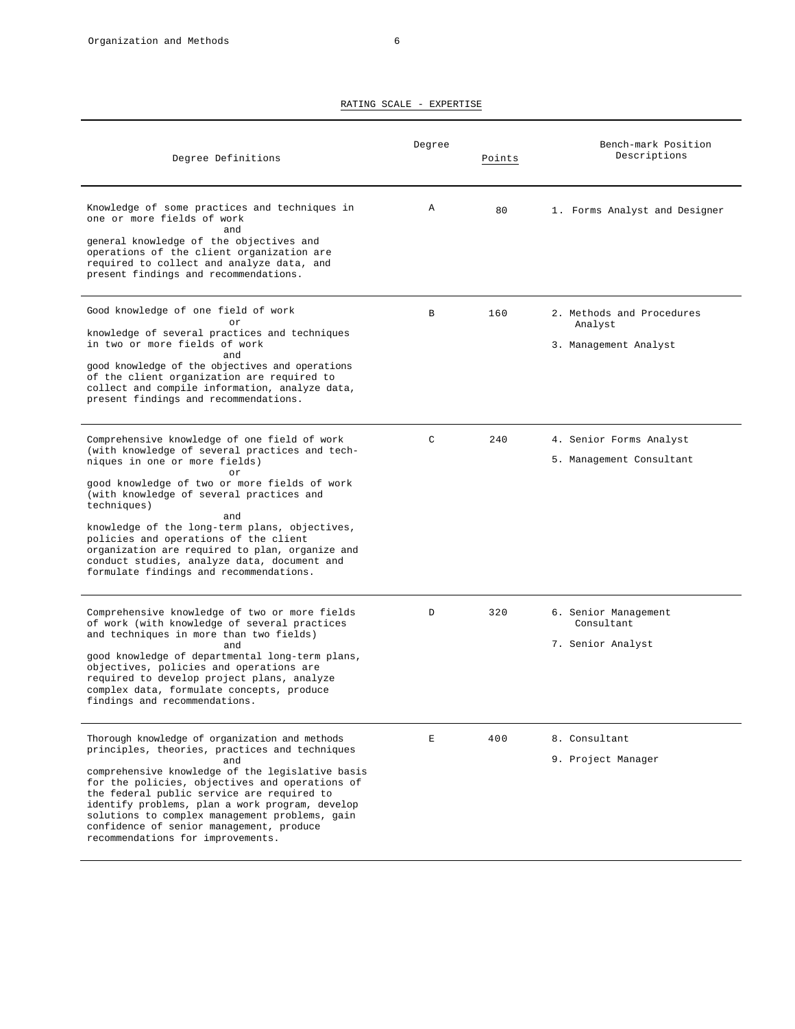## RATING SCALE - EXPERTISE

| Degree Definitions | Degree | Points | Bench-mark Position Descriptions |
|---|---|---|---|
| Knowledge of some practices and techniques in one or more fields of work<br>and<br>general knowledge of the objectives and operations of the client organization are required to collect and analyze data, and present findings and recommendations. | A | 80 | 1. Forms Analyst and Designer |
| Good knowledge of one field of work<br>or<br>knowledge of several practices and techniques in two or more fields of work<br>and<br>good knowledge of the objectives and operations of the client organization are required to collect and compile information, analyze data, present findings and recommendations. | B | 160 | 2. Methods and Procedures Analyst<br>3. Management Analyst |
| Comprehensive knowledge of one field of work (with knowledge of several practices and techniques in one or more fields)<br>or<br>good knowledge of two or more fields of work (with knowledge of several practices and techniques)<br>and<br>knowledge of the long-term plans, objectives, policies and operations of the client organization are required to plan, organize and conduct studies, analyze data, document and formulate findings and recommendations. | C | 240 | 4. Senior Forms Analyst<br>5. Management Consultant |
| Comprehensive knowledge of two or more fields of work (with knowledge of several practices and techniques in more than two fields)<br>and<br>good knowledge of departmental long-term plans, objectives, policies and operations are required to develop project plans, analyze complex data, formulate concepts, produce findings and recommendations. | D | 320 | 6. Senior Management Consultant<br>7. Senior Analyst |
| Thorough knowledge of organization and methods principles, theories, practices and techniques<br>and<br>comprehensive knowledge of the legislative basis for the policies, objectives and operations of the federal public service are required to identify problems, plan a work program, develop solutions to complex management problems, gain confidence of senior management, produce recommendations for improvements. | E | 400 | 8. Consultant<br>9. Project Manager |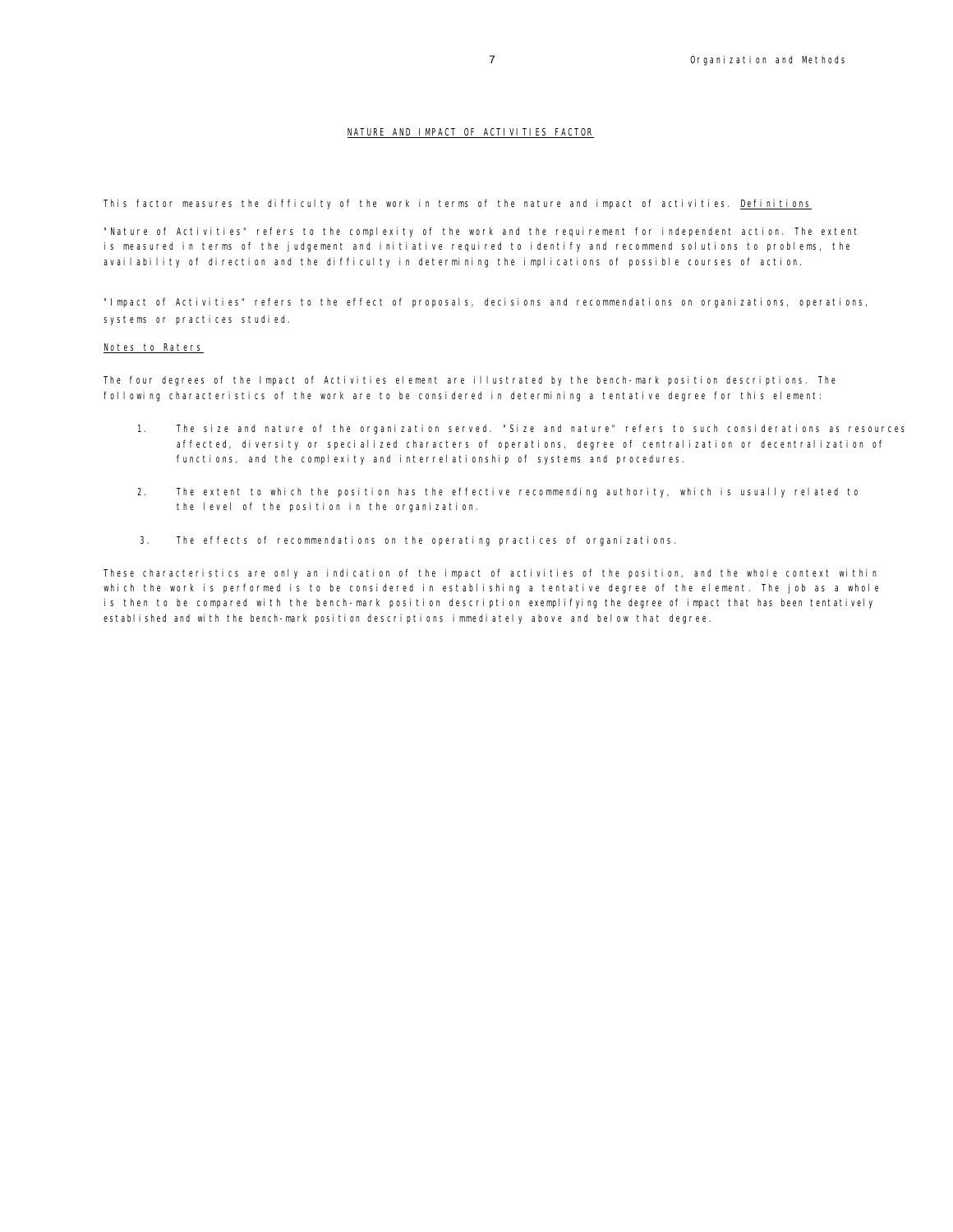## NATURE AND IMPACT OF ACTIVITIES FACTOR

This factor measures the difficulty of the work in terms of the nature and impact of activities. Definitions

"Nature of Activities" refers to the complexity of the work and the requirement for independent action. The extent is measured in terms of the judgement and initiative required to identify and recommend solutions to problems, the availability of direction and the difficulty in determining the implications of possible courses of action.

"Impact of Activities" refers to the effect of proposals, decisions and recommendations on organizations, operations, systems or practices studied.

Notes to Raters

The four degrees of the Impact of Activities element are illustrated by the bench-mark position descriptions. The following characteristics of the work are to be considered in determining a tentative degree for this element:

1. The size and nature of the organization served. "Size and nature" refers to such considerations as resources affected, diversity or specialized characters of operations, degree of centralization or decentralization of functions, and the complexity and interrelationship of systems and procedures.

2. The extent to which the position has the effective recommending authority, which is usually related to the level of the position in the organization.

3. The effects of recommendations on the operating practices of organizations.

These characteristics are only an indication of the impact of activities of the position, and the whole context within which the work is performed is to be considered in establishing a tentative degree of the element. The job as a whole is then to be compared with the bench-mark position description exemplifying the degree of impact that has been tentatively established and with the bench-mark position descriptions immediately above and below that degree.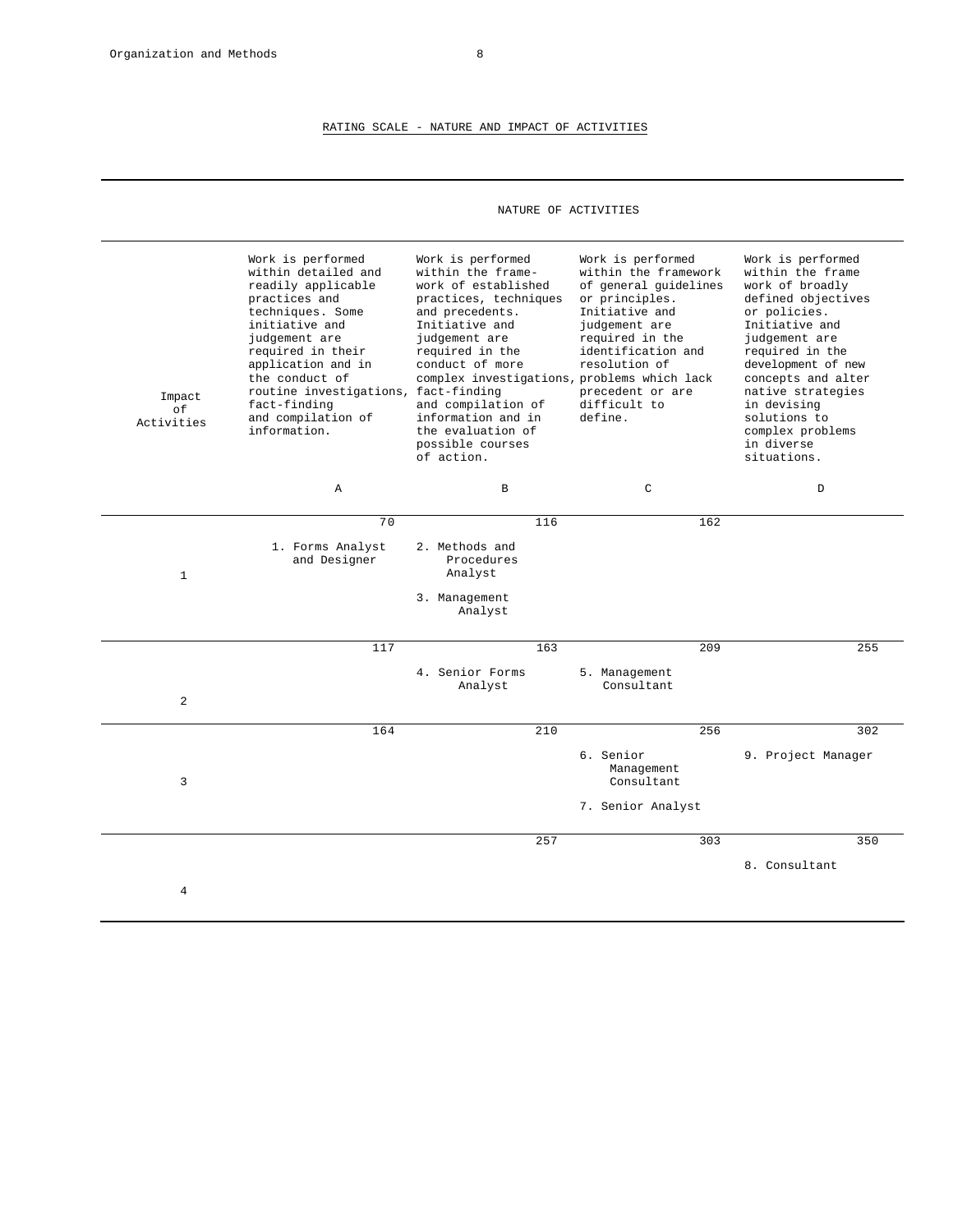## RATING SCALE - NATURE AND IMPACT OF ACTIVITIES

| Impact of Activities | NATURE OF ACTIVITIES | | | |
|---|---|---|---|---|
| | Work is performed within detailed and readily applicable practices and techniques. Some initiative and judgement are required in their application and in the conduct of routine investigations, fact-finding and compilation of information. | Work is performed within the framework of established practices, techniques and precedents. Initiative and judgement are required in the conduct of more complex investigations, fact-finding and compilation of information and in the evaluation of possible courses of action. | Work is performed within the framework of general guidelines or principles. Initiative and judgement are required in the identification and resolution of problems which lack precedent or are difficult to define. | Work is performed within the frame work of broadly defined objectives or policies. Initiative and judgement are required in the development of new concepts and alternative strategies in devising solutions to complex problems in diverse situations. |
| | A | B | C | D |
| 1 | 70<br>1. Forms Analyst and Designer | 116<br>2. Methods and Procedures Analyst<br>3. Management Analyst | 162 | |
| 2 | 117 | 163<br>4. Senior Forms Analyst | 209<br>5. Management Consultant | 255 |
| 3 | 164 | 210 | 256<br>6. Senior Management Consultant<br>7. Senior Analyst | 302<br>9. Project Manager |
| 4 | | 257 | 303 | 350<br>8. Consultant |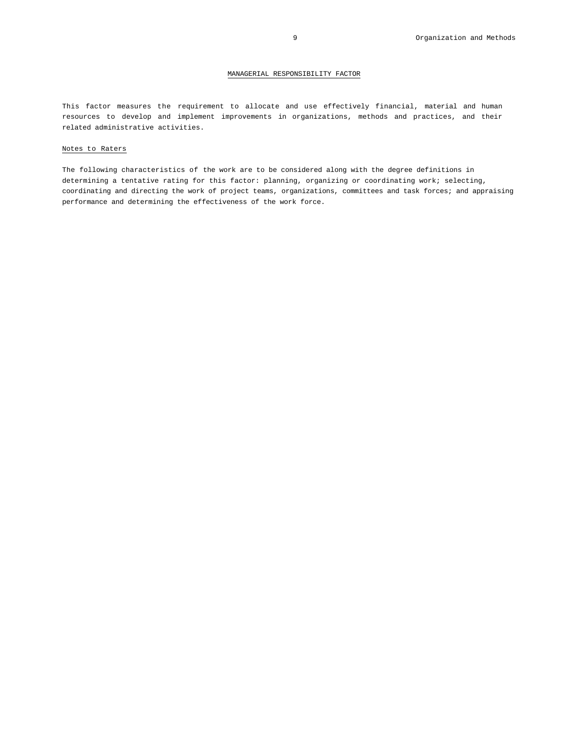## MANAGERIAL RESPONSIBILITY FACTOR

This factor measures the requirement to allocate and use effectively financial, material and human resources to develop and implement improvements in organizations, methods and practices, and their related administrative activities.

### Notes to Raters

The following characteristics of the work are to be considered along with the degree definitions in determining a tentative rating for this factor: planning, organizing or coordinating work; selecting, coordinating and directing the work of project teams, organizations, committees and task forces; and appraising performance and determining the effectiveness of the work force.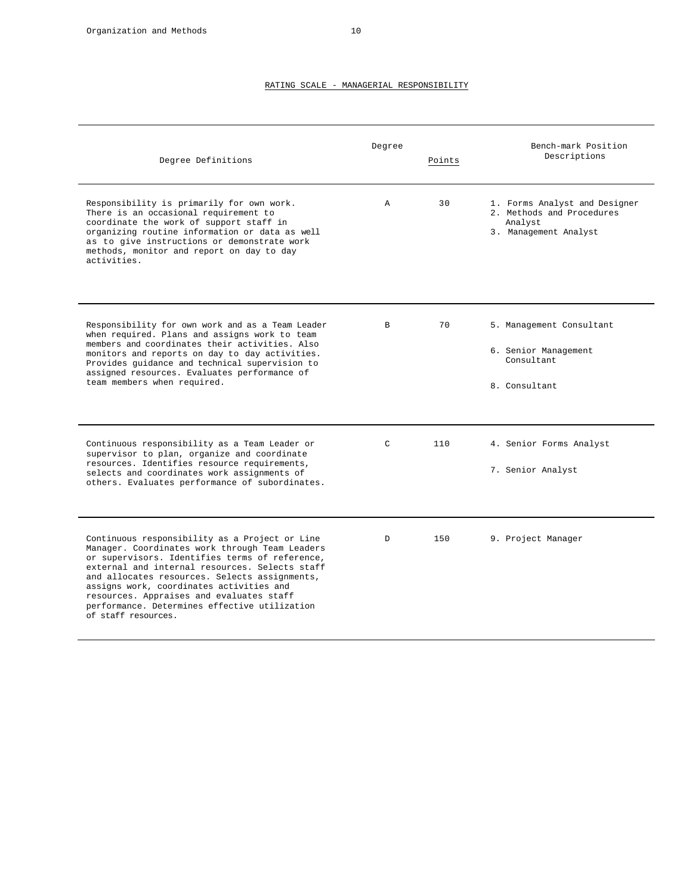## RATING SCALE - MANAGERIAL RESPONSIBILITY

| Degree Definitions | Degree | Points | Bench-mark Position Descriptions |
|---|---|---|---|
| Responsibility is primarily for own work. There is an occasional requirement to coordinate the work of support staff in organizing routine information or data as well as to give instructions or demonstrate work methods, monitor and report on day to day activities. | A | 30 | 1. Forms Analyst and Designer<br>2. Methods and Procedures Analyst<br>3. Management Analyst |
| Responsibility for own work and as a Team Leader when required. Plans and assigns work to team members and coordinates their activities. Also monitors and reports on day to day activities. Provides guidance and technical supervision to assigned resources. Evaluates performance of team members when required. | B | 70 | 5. Management Consultant<br>6. Senior Management Consultant<br>8. Consultant |
| Continuous responsibility as a Team Leader or supervisor to plan, organize and coordinate resources. Identifies resource requirements, selects and coordinates work assignments of others. Evaluates performance of subordinates. | C | 110 | 4. Senior Forms Analyst<br>7. Senior Analyst |
| Continuous responsibility as a Project or Line Manager. Coordinates work through Team Leaders or supervisors. Identifies terms of reference, external and internal resources. Selects staff and allocates resources. Selects assignments, assigns work, coordinates activities and resources. Appraises and evaluates staff performance. Determines effective utilization of staff resources. | D | 150 | 9. Project Manager |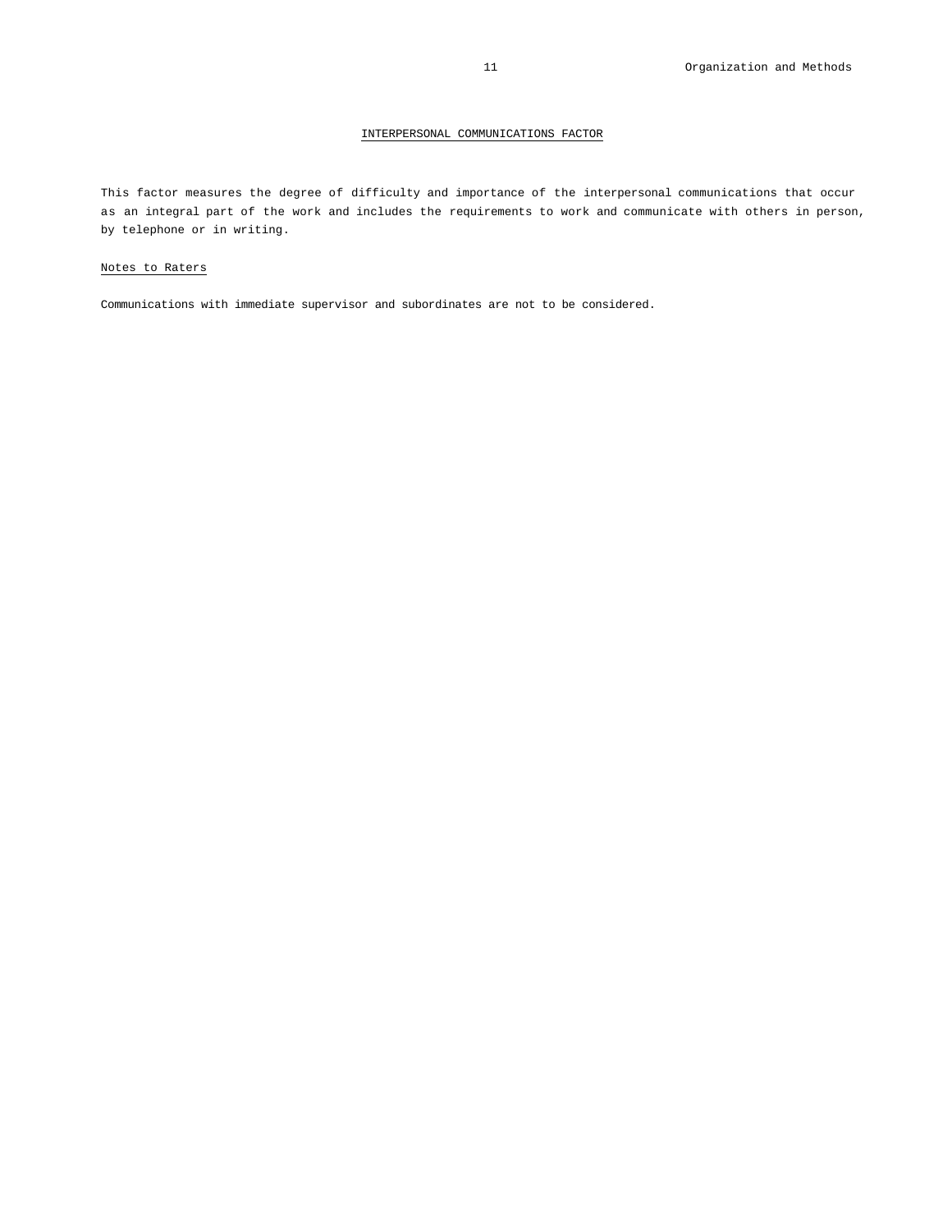## INTERPERSONAL COMMUNICATIONS FACTOR

This factor measures the degree of difficulty and importance of the interpersonal communications that occur as an integral part of the work and includes the requirements to work and communicate with others in person, by telephone or in writing.

### Notes to Raters

Communications with immediate supervisor and subordinates are not to be considered.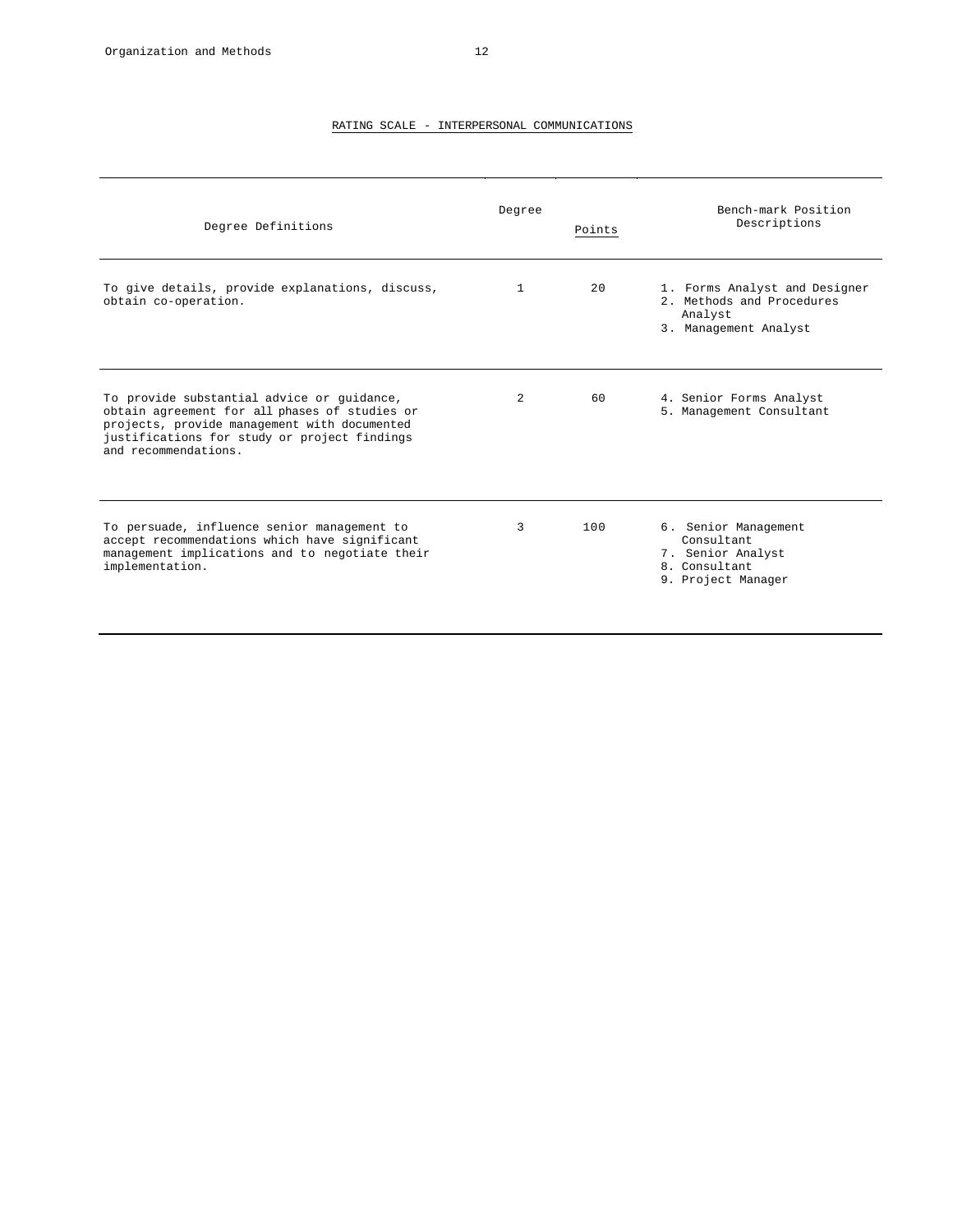## RATING SCALE - INTERPERSONAL COMMUNICATIONS

| Degree Definitions | Degree | Points | Bench-mark Position Descriptions |
|---|---|---|---|
| To give details, provide explanations, discuss, obtain co-operation. | 1 | 20 | 1. Forms Analyst and Designer<br>2. Methods and Procedures Analyst<br>3. Management Analyst |
| To provide substantial advice or guidance, obtain agreement for all phases of studies or projects, provide management with documented justifications for study or project findings and recommendations. | 2 | 60 | 4. Senior Forms Analyst<br>5. Management Consultant |
| To persuade, influence senior management to accept recommendations which have significant management implications and to negotiate their implementation. | 3 | 100 | 6. Senior Management Consultant<br>7. Senior Analyst<br>8. Consultant<br>9. Project Manager |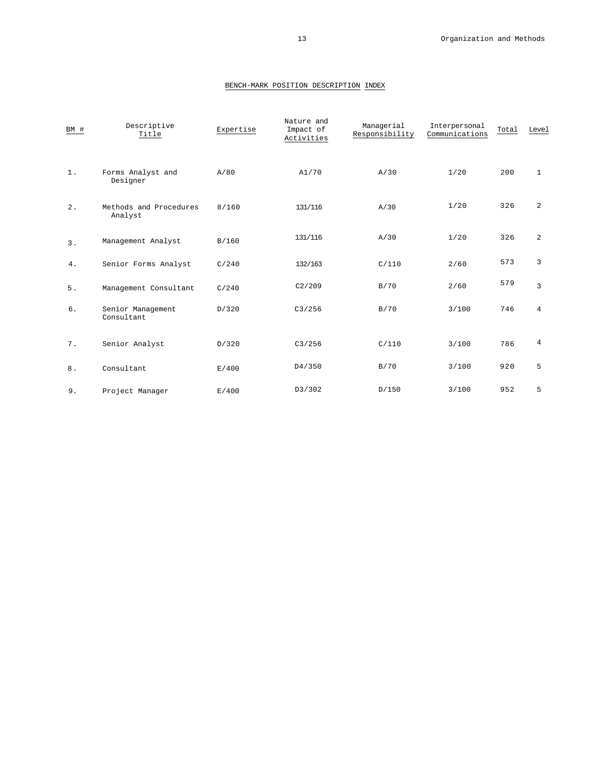## BENCH-MARK POSITION DESCRIPTION INDEX

| BM # | Descriptive Title | Expertise | Nature and Impact of Activities | Managerial Responsibility | Interpersonal Communications | Total | Level |
|---|---|---|---|---|---|---|---|
| 1. | Forms Analyst and Designer | A/80 | A1/70 | A/30 | 1/20 | 200 | 1 |
| 2. | Methods and Procedures Analyst | 8/160 | 131/116 | A/30 | 1/20 | 326 | 2 |
| 3. | Management Analyst | B/160 | 131/116 | A/30 | 1/20 | 326 | 2 |
| 4. | Senior Forms Analyst | C/240 | 132/163 | C/110 | 2/60 | 573 | 3 |
| 5. | Management Consultant | C/240 | C2/209 | B/70 | 2/60 | 579 | 3 |
| 6. | Senior Management Consultant | D/320 | C3/256 | B/70 | 3/100 | 746 | 4 |
| 7. | Senior Analyst | D/320 | C3/256 | C/110 | 3/100 | 786 | 4 |
| 8. | Consultant | E/400 | D4/350 | B/70 | 3/100 | 920 | 5 |
| 9. | Project Manager | E/400 | D3/302 | D/150 | 3/100 | 952 | 5 |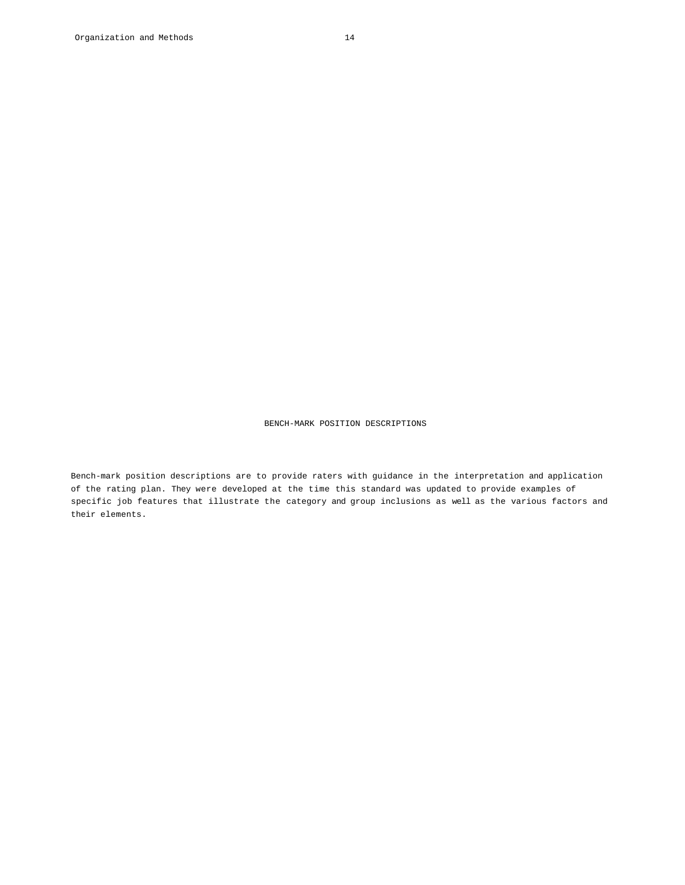# BENCH-MARK POSITION DESCRIPTIONS

Bench-mark position descriptions are to provide raters with guidance in the interpretation and application of the rating plan. They were developed at the time this standard was updated to provide examples of specific job features that illustrate the category and group inclusions as well as the various factors and their elements.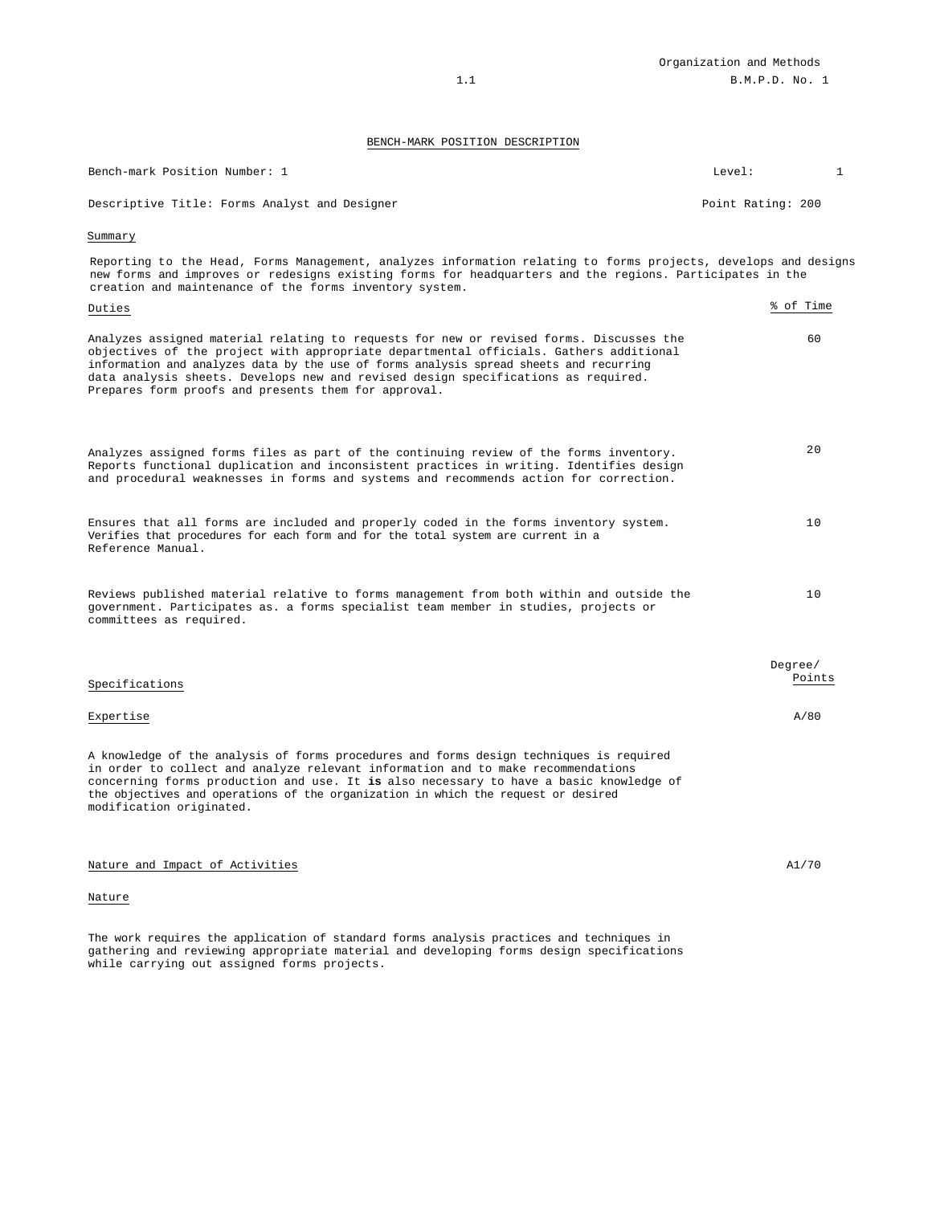# BENCH-MARK POSITION DESCRIPTION

Bench-mark Position Number: 1 | Level: 1

Descriptive Title: Forms Analyst and Designer | Point Rating: 200

## Summary

Reporting to the Head, Forms Management, analyzes information relating to forms projects, develops and designs new forms and improves or redesigns existing forms for headquarters and the regions. Participates in the creation and maintenance of the forms inventory system.

| Duties | % of Time |
|---|---|
| Analyzes assigned material relating to requests for new or revised forms. Discusses the objectives of the project with appropriate departmental officials. Gathers additional information and analyzes data by the use of forms analysis spread sheets and recurring data analysis sheets. Develops new and revised design specifications as required. Prepares form proofs and presents them for approval. | 60 |
| Analyzes assigned forms files as part of the continuing review of the forms inventory. Reports functional duplication and inconsistent practices in writing. Identifies design and procedural weaknesses in forms and systems and recommends action for correction. | 20 |
| Ensures that all forms are included and properly coded in the forms inventory system. Verifies that procedures for each form and for the total system are current in a Reference Manual. | 10 |
| Reviews published material relative to forms management from both within and outside the government. Participates as. a forms specialist team member in studies, projects or committees as required. | 10 |

## Specifications

Degree/Points

### Expertise — A/80

A knowledge of the analysis of forms procedures and forms design techniques is required in order to collect and analyze relevant information and to make recommendations concerning forms production and use. It **is** also necessary to have a basic knowledge of the objectives and operations of the organization in which the request or desired modification originated.

### Nature and Impact of Activities — A1/70

#### Nature

The work requires the application of standard forms analysis practices and techniques in gathering and reviewing appropriate material and developing forms design specifications while carrying out assigned forms projects.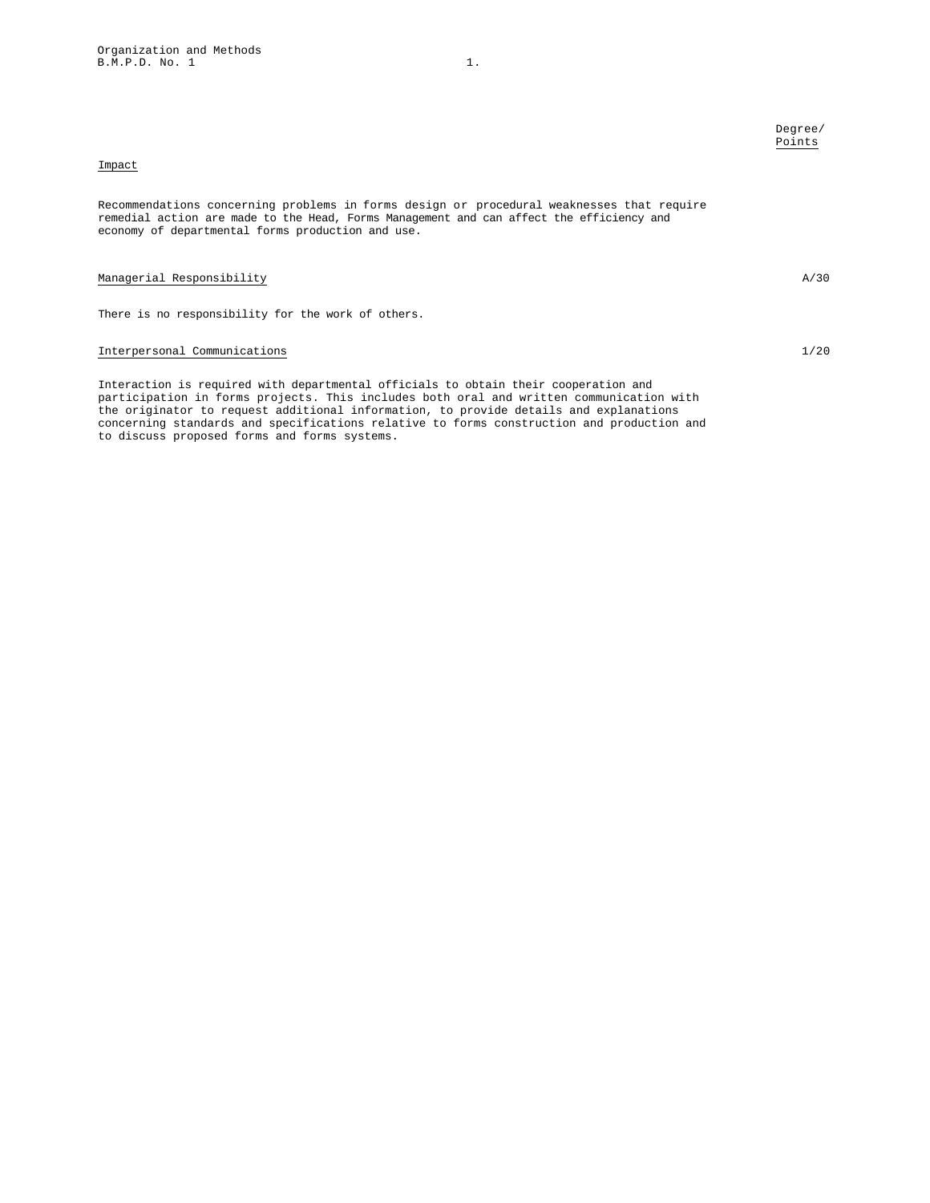Degree/ Points

Impact

Recommendations concerning problems in forms design or procedural weaknesses that require remedial action are made to the Head, Forms Management and can affect the efficiency and economy of departmental forms production and use.

Managerial Responsibility — A/30

There is no responsibility for the work of others.

Interpersonal Communications — 1/20

Interaction is required with departmental officials to obtain their cooperation and participation in forms projects. This includes both oral and written communication with the originator to request additional information, to provide details and explanations concerning standards and specifications relative to forms construction and production and to discuss proposed forms and forms systems.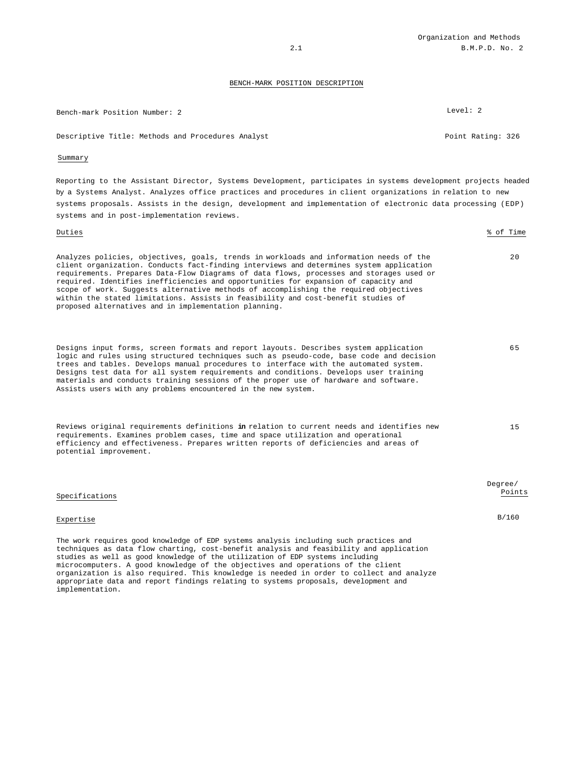## BENCH-MARK POSITION DESCRIPTION

Bench-mark Position Number: 2 — Level: 2

Descriptive Title: Methods and Procedures Analyst — Point Rating: 326

### Summary

Reporting to the Assistant Director, Systems Development, participates in systems development projects headed by a Systems Analyst. Analyzes office practices and procedures in client organizations in relation to new systems proposals. Assists in the design, development and implementation of electronic data processing (EDP) systems and in post-implementation reviews.

| Duties | % of Time |
|---|---|
| Analyzes policies, objectives, goals, trends in workloads and information needs of the client organization. Conducts fact-finding interviews and determines system application requirements. Prepares Data-Flow Diagrams of data flows, processes and storages used or required. Identifies inefficiencies and opportunities for expansion of capacity and scope of work. Suggests alternative methods of accomplishing the required objectives within the stated limitations. Assists in feasibility and cost-benefit studies of proposed alternatives and in implementation planning. | 20 |
| Designs input forms, screen formats and report layouts. Describes system application logic and rules using structured techniques such as pseudo-code, base code and decision trees and tables. Develops manual procedures to interface with the automated system. Designs test data for all system requirements and conditions. Develops user training materials and conducts training sessions of the proper use of hardware and software. Assists users with any problems encountered in the new system. | 65 |
| Reviews original requirements definitions in relation to current needs and identifies new requirements. Examines problem cases, time and space utilization and operational efficiency and effectiveness. Prepares written reports of deficiencies and areas of potential improvement. | 15 |

| Specifications | Degree/ Points |
|---|---|
| Expertise | B/160 |

The work requires good knowledge of EDP systems analysis including such practices and techniques as data flow charting, cost-benefit analysis and feasibility and application studies as well as good knowledge of the utilization of EDP systems including microcomputers. A good knowledge of the objectives and operations of the client organization is also required. This knowledge is needed in order to collect and analyze appropriate data and report findings relating to systems proposals, development and implementation.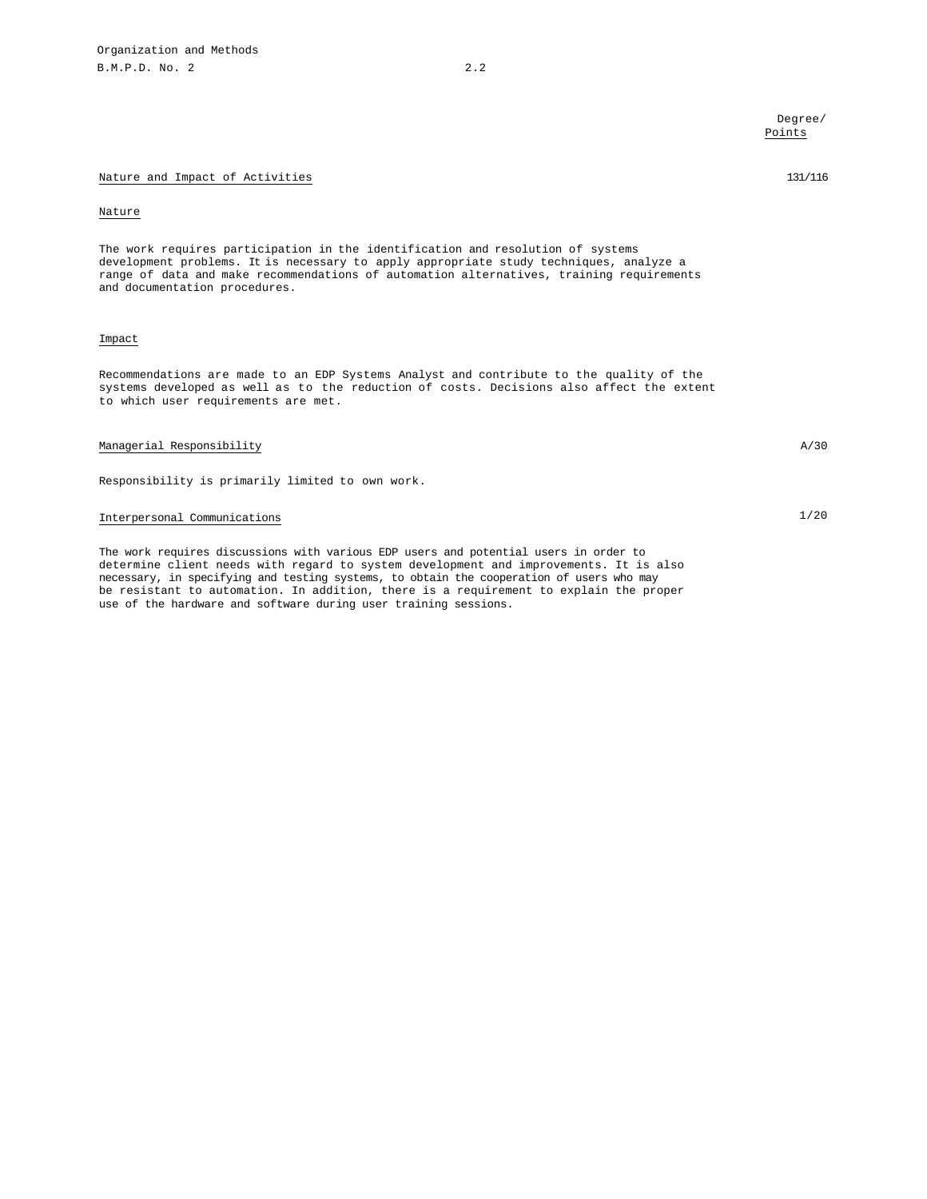Degree/
Points

Nature and Impact of Activities — 131/116

Nature

The work requires participation in the identification and resolution of systems development problems. It is necessary to apply appropriate study techniques, analyze a range of data and make recommendations of automation alternatives, training requirements and documentation procedures.

Impact

Recommendations are made to an EDP Systems Analyst and contribute to the quality of the systems developed as well as to the reduction of costs. Decisions also affect the extent to which user requirements are met.

Managerial Responsibility — A/30

Responsibility is primarily limited to own work.

Interpersonal Communications — 1/20

The work requires discussions with various EDP users and potential users in order to determine client needs with regard to system development and improvements. It is also necessary, in specifying and testing systems, to obtain the cooperation of users who may be resistant to automation. In addition, there is a requirement to explain the proper use of the hardware and software during user training sessions.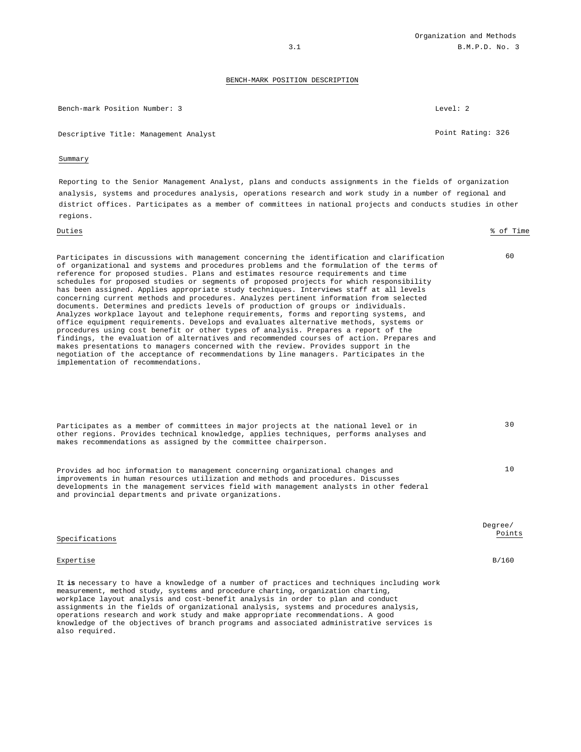## BENCH-MARK POSITION DESCRIPTION

Bench-mark Position Number: 3 — Level: 2

Descriptive Title: Management Analyst — Point Rating: 326

### Summary

Reporting to the Senior Management Analyst, plans and conducts assignments in the fields of organization analysis, systems and procedures analysis, operations research and work study in a number of regional and district offices. Participates as a member of committees in national projects and conducts studies in other regions.

| Duties | % of Time |
|---|---|
| Participates in discussions with management concerning the identification and clarification of organizational and systems and procedures problems and the formulation of the terms of reference for proposed studies. Plans and estimates resource requirements and time schedules for proposed studies or segments of proposed projects for which responsibility has been assigned. Applies appropriate study techniques. Interviews staff at all levels concerning current methods and procedures. Analyzes pertinent information from selected documents. Determines and predicts levels of production of groups or individuals. Analyzes workplace layout and telephone requirements, forms and reporting systems, and office equipment requirements. Develops and evaluates alternative methods, systems or procedures using cost benefit or other types of analysis. Prepares a report of the findings, the evaluation of alternatives and recommended courses of action. Prepares and makes presentations to managers concerned with the review. Provides support in the negotiation of the acceptance of recommendations by line managers. Participates in the implementation of recommendations. | 60 |
| Participates as a member of committees in major projects at the national level or in other regions. Provides technical knowledge, applies techniques, performs analyses and makes recommendations as assigned by the committee chairperson. | 30 |
| Provides ad hoc information to management concerning organizational changes and improvements in human resources utilization and methods and procedures. Discusses developments in the management services field with management analysts in other federal and provincial departments and private organizations. | 10 |

| Specifications | Degree/ Points |
|---|---|
| Expertise | B/160 |

It **is** necessary to have a knowledge of a number of practices and techniques including work measurement, method study, systems and procedure charting, organization charting, workplace layout analysis and cost-benefit analysis in order to plan and conduct assignments in the fields of organizational analysis, systems and procedures analysis, operations research and work study and make appropriate recommendations. A good knowledge of the objectives of branch programs and associated administrative services is also required.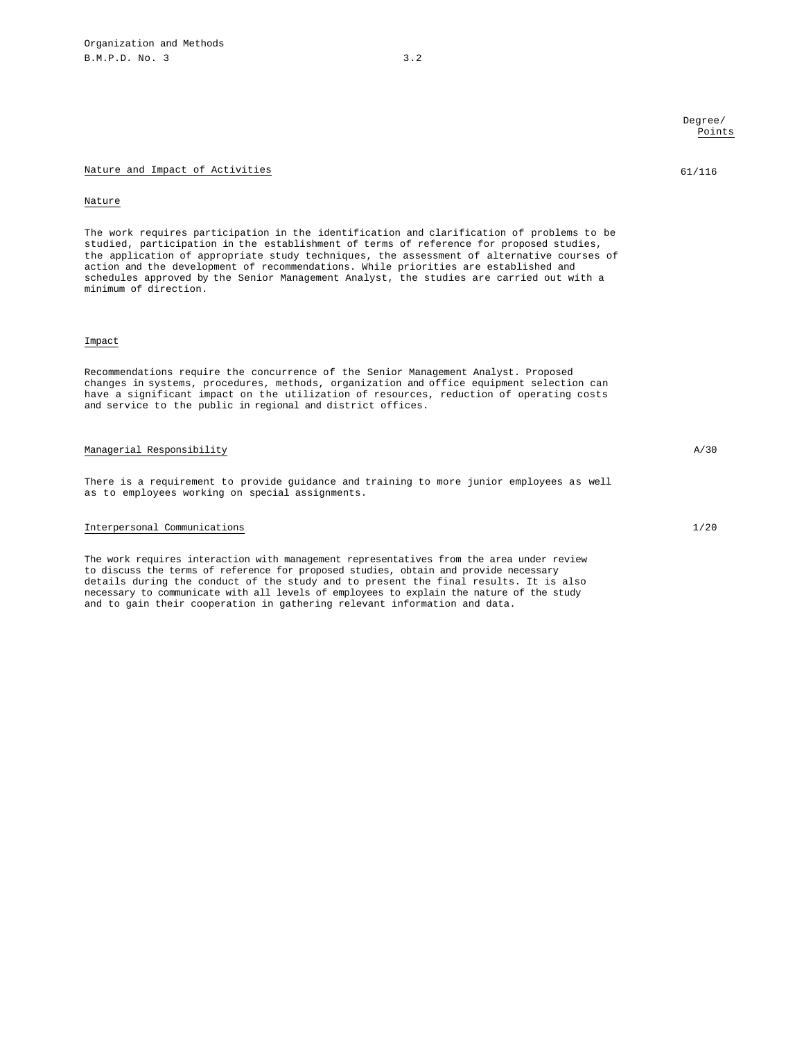Degree/ Points

## Nature and Impact of Activities — 61/116

### Nature

The work requires participation in the identification and clarification of problems to be studied, participation in the establishment of terms of reference for proposed studies, the application of appropriate study techniques, the assessment of alternative courses of action and the development of recommendations. While priorities are established and schedules approved by the Senior Management Analyst, the studies are carried out with a minimum of direction.

### Impact

Recommendations require the concurrence of the Senior Management Analyst. Proposed changes in systems, procedures, methods, organization and office equipment selection can have a significant impact on the utilization of resources, reduction of operating costs and service to the public in regional and district offices.

## Managerial Responsibility — A/30

There is a requirement to provide guidance and training to more junior employees as well as to employees working on special assignments.

## Interpersonal Communications — 1/20

The work requires interaction with management representatives from the area under review to discuss the terms of reference for proposed studies, obtain and provide necessary details during the conduct of the study and to present the final results. It is also necessary to communicate with all levels of employees to explain the nature of the study and to gain their cooperation in gathering relevant information and data.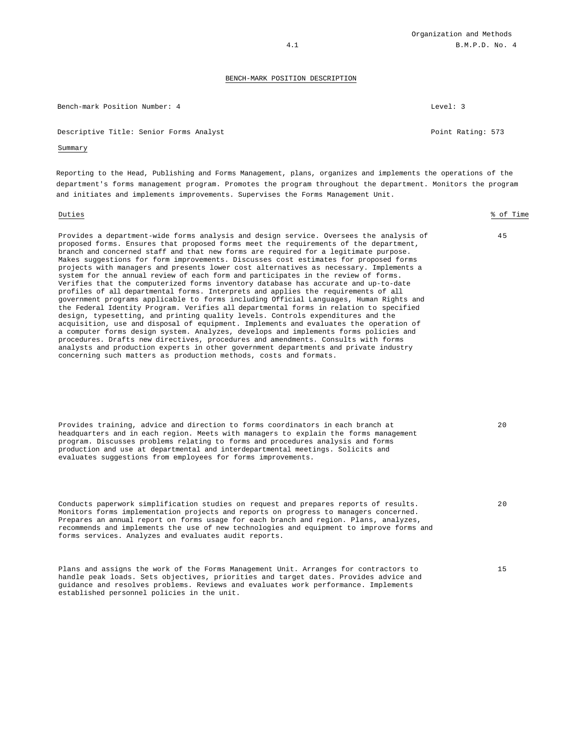## BENCH-MARK POSITION DESCRIPTION

Bench-mark Position Number: 4 | Level: 3

Descriptive Title: Senior Forms Analyst | Point Rating: 573

### Summary

Reporting to the Head, Publishing and Forms Management, plans, organizes and implements the operations of the department's forms management program. Promotes the program throughout the department. Monitors the program and initiates and implements improvements. Supervises the Forms Management Unit.

| Duties | % of Time |
|---|---|
| Provides a department-wide forms analysis and design service. Oversees the analysis of proposed forms. Ensures that proposed forms meet the requirements of the department, branch and concerned staff and that new forms are required for a legitimate purpose. Makes suggestions for form improvements. Discusses cost estimates for proposed forms projects with managers and presents lower cost alternatives as necessary. Implements a system for the annual review of each form and participates in the review of forms. Verifies that the computerized forms inventory database has accurate and up-to-date profiles of all departmental forms. Interprets and applies the requirements of all government programs applicable to forms including Official Languages, Human Rights and the Federal Identity Program. Verifies all departmental forms in relation to specified design, typesetting, and printing quality levels. Controls expenditures and the acquisition, use and disposal of equipment. Implements and evaluates the operation of a computer forms design system. Analyzes, develops and implements forms policies and procedures. Drafts new directives, procedures and amendments. Consults with forms analysts and production experts in other government departments and private industry concerning such matters as production methods, costs and formats. | 45 |
| Provides training, advice and direction to forms coordinators in each branch at headquarters and in each region. Meets with managers to explain the forms management program. Discusses problems relating to forms and procedures analysis and forms production and use at departmental and interdepartmental meetings. Solicits and evaluates suggestions from employees for forms improvements. | 20 |
| Conducts paperwork simplification studies on request and prepares reports of results. Monitors forms implementation projects and reports on progress to managers concerned. Prepares an annual report on forms usage for each branch and region. Plans, analyzes, recommends and implements the use of new technologies and equipment to improve forms and forms services. Analyzes and evaluates audit reports. | 20 |
| Plans and assigns the work of the Forms Management Unit. Arranges for contractors to handle peak loads. Sets objectives, priorities and target dates. Provides advice and guidance and resolves problems. Reviews and evaluates work performance. Implements established personnel policies in the unit. | 15 |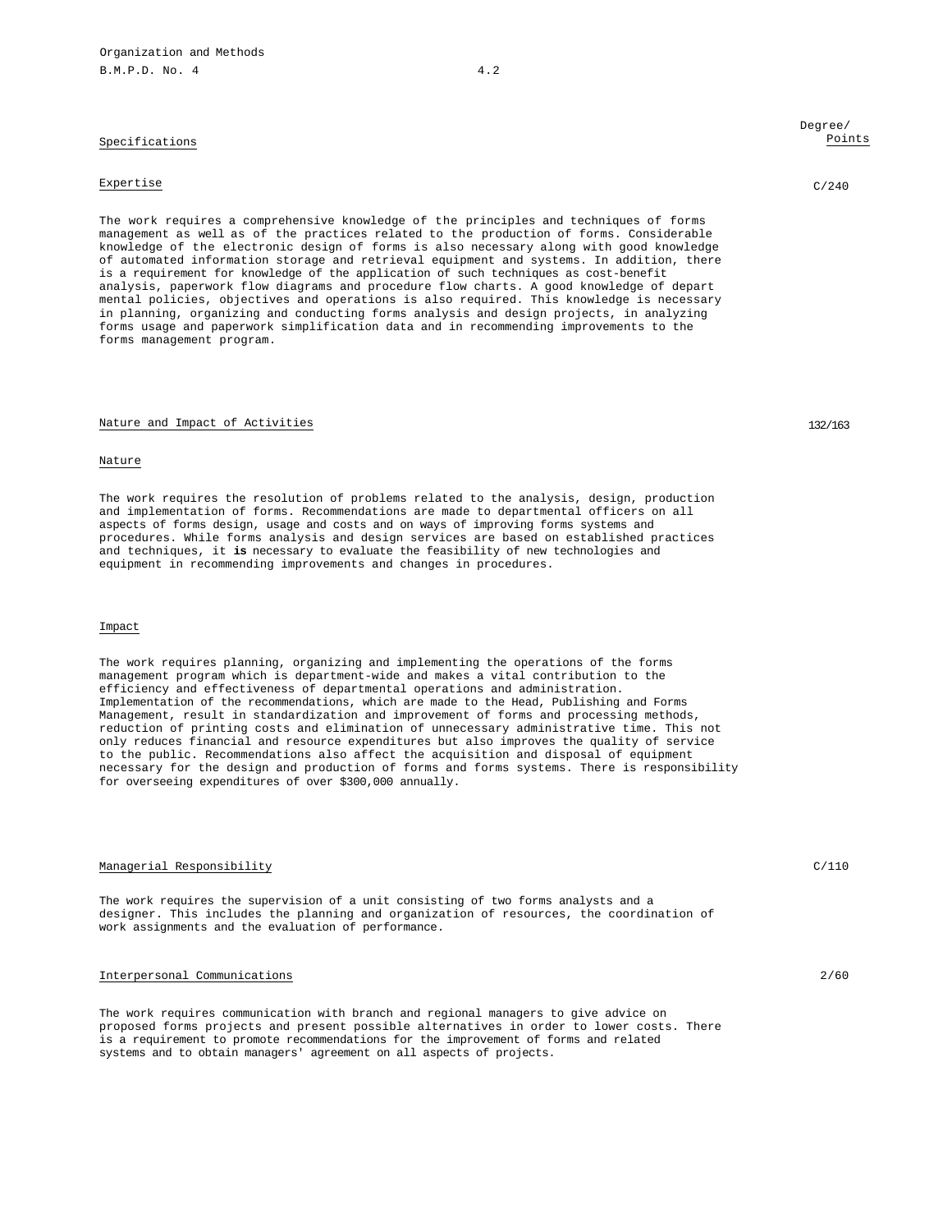Specifications | Degree/ Points

## Expertise

C/240

The work requires a comprehensive knowledge of the principles and techniques of forms management as well as of the practices related to the production of forms. Considerable knowledge of the electronic design of forms is also necessary along with good knowledge of automated information storage and retrieval equipment and systems. In addition, there is a requirement for knowledge of the application of such techniques as cost-benefit analysis, paperwork flow diagrams and procedure flow charts. A good knowledge of depart mental policies, objectives and operations is also required. This knowledge is necessary in planning, organizing and conducting forms analysis and design projects, in analyzing forms usage and paperwork simplification data and in recommending improvements to the forms management program.

## Nature and Impact of Activities

132/163

### Nature

The work requires the resolution of problems related to the analysis, design, production and implementation of forms. Recommendations are made to departmental officers on all aspects of forms design, usage and costs and on ways of improving forms systems and procedures. While forms analysis and design services are based on established practices and techniques, it **is** necessary to evaluate the feasibility of new technologies and equipment in recommending improvements and changes in procedures.

### Impact

The work requires planning, organizing and implementing the operations of the forms management program which is department-wide and makes a vital contribution to the efficiency and effectiveness of departmental operations and administration. Implementation of the recommendations, which are made to the Head, Publishing and Forms Management, result in standardization and improvement of forms and processing methods, reduction of printing costs and elimination of unnecessary administrative time. This not only reduces financial and resource expenditures but also improves the quality of service to the public. Recommendations also affect the acquisition and disposal of equipment necessary for the design and production of forms and forms systems. There is responsibility for overseeing expenditures of over $300,000 annually.

## Managerial Responsibility

C/110

The work requires the supervision of a unit consisting of two forms analysts and a designer. This includes the planning and organization of resources, the coordination of work assignments and the evaluation of performance.

## Interpersonal Communications

2/60

The work requires communication with branch and regional managers to give advice on proposed forms projects and present possible alternatives in order to lower costs. There is a requirement to promote recommendations for the improvement of forms and related systems and to obtain managers' agreement on all aspects of projects.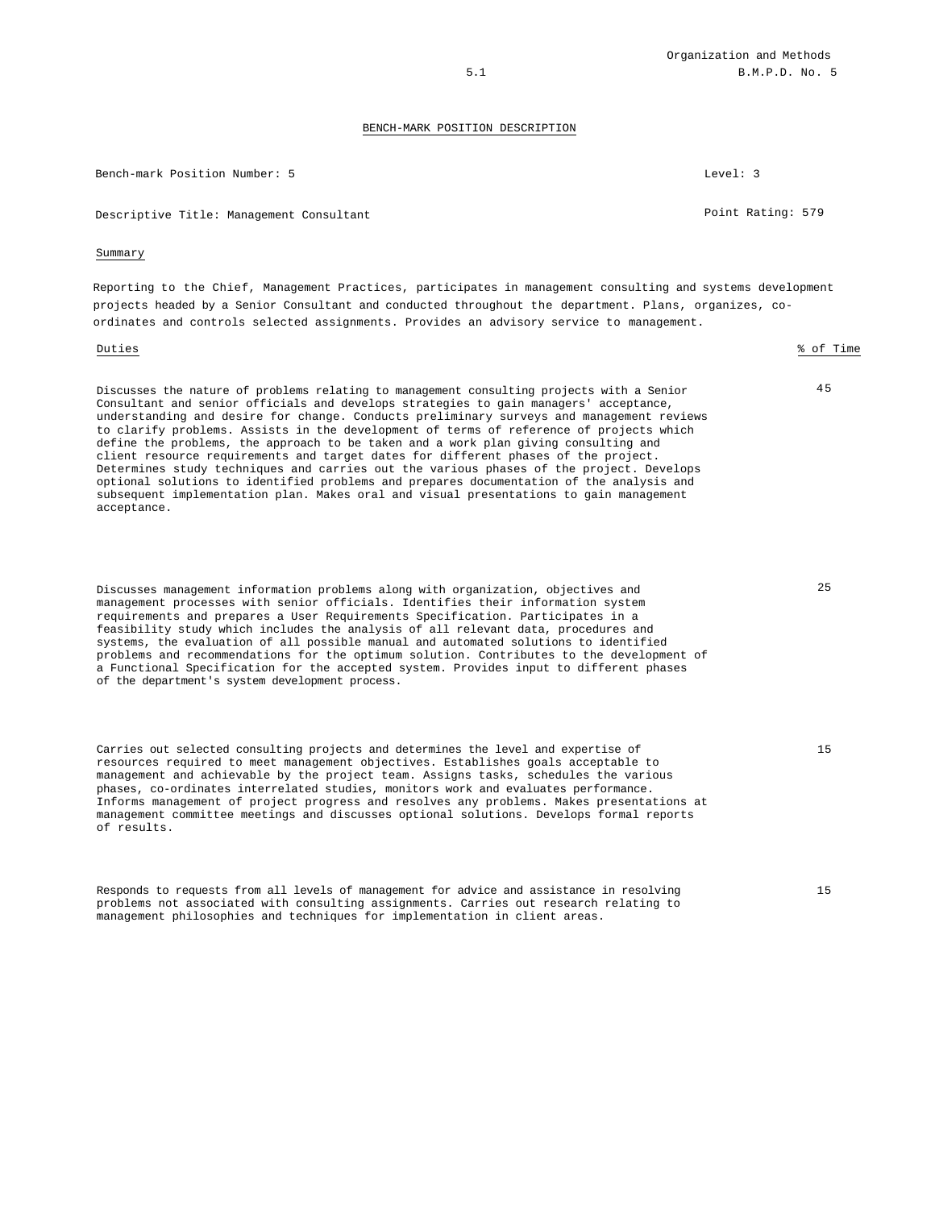## BENCH-MARK POSITION DESCRIPTION

Bench-mark Position Number: 5 | Level: 3

Descriptive Title: Management Consultant | Point Rating: 579

### Summary

Reporting to the Chief, Management Practices, participates in management consulting and systems development projects headed by a Senior Consultant and conducted throughout the department. Plans, organizes, co-ordinates and controls selected assignments. Provides an advisory service to management.

| Duties | % of Time |
|---|---|
| Discusses the nature of problems relating to management consulting projects with a Senior Consultant and senior officials and develops strategies to gain managers' acceptance, understanding and desire for change. Conducts preliminary surveys and management reviews to clarify problems. Assists in the development of terms of reference of projects which define the problems, the approach to be taken and a work plan giving consulting and client resource requirements and target dates for different phases of the project. Determines study techniques and carries out the various phases of the project. Develops optional solutions to identified problems and prepares documentation of the analysis and subsequent implementation plan. Makes oral and visual presentations to gain management acceptance. | 45 |
| Discusses management information problems along with organization, objectives and management processes with senior officials. Identifies their information system requirements and prepares a User Requirements Specification. Participates in a feasibility study which includes the analysis of all relevant data, procedures and systems, the evaluation of all possible manual and automated solutions to identified problems and recommendations for the optimum solution. Contributes to the development of a Functional Specification for the accepted system. Provides input to different phases of the department's system development process. | 25 |
| Carries out selected consulting projects and determines the level and expertise of resources required to meet management objectives. Establishes goals acceptable to management and achievable by the project team. Assigns tasks, schedules the various phases, co-ordinates interrelated studies, monitors work and evaluates performance. Informs management of project progress and resolves any problems. Makes presentations at management committee meetings and discusses optional solutions. Develops formal reports of results. | 15 |
| Responds to requests from all levels of management for advice and assistance in resolving problems not associated with consulting assignments. Carries out research relating to management philosophies and techniques for implementation in client areas. | 15 |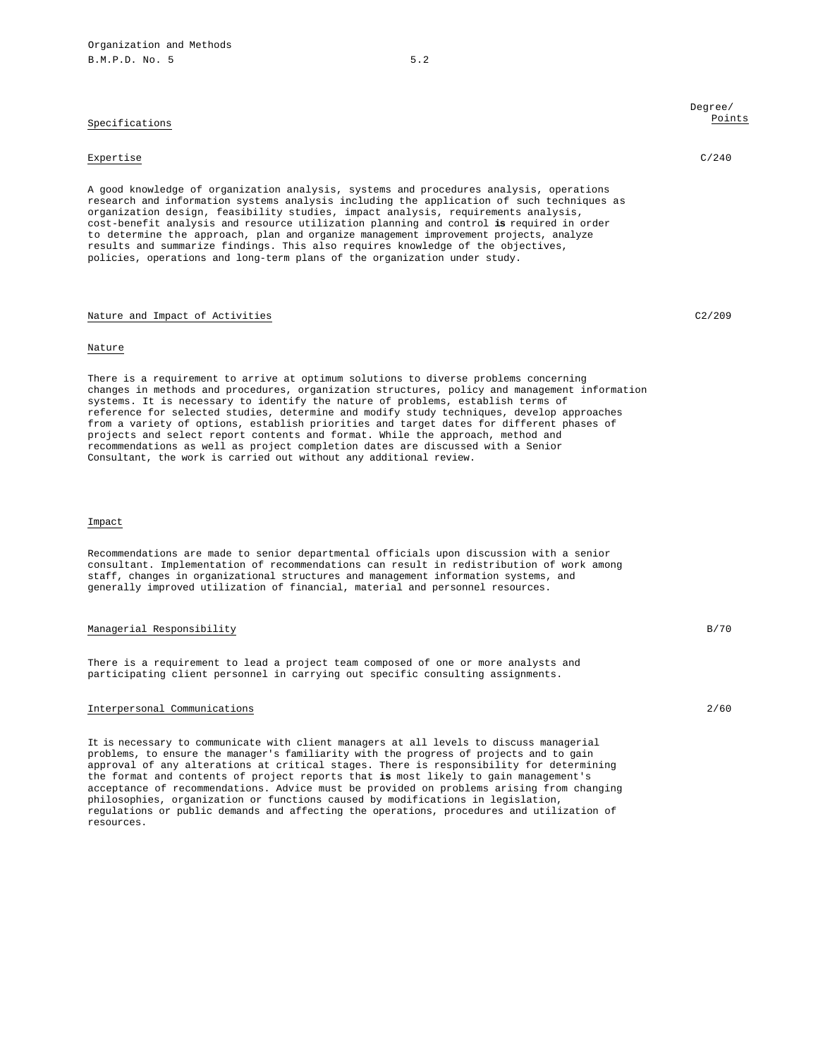| Specifications | Degree/ Points |
|---|---|
| Expertise | C/240 |

A good knowledge of organization analysis, systems and procedures analysis, operations research and information systems analysis including the application of such techniques as organization design, feasibility studies, impact analysis, requirements analysis, cost-benefit analysis and resource utilization planning and control **is** required in order to determine the approach, plan and organize management improvement projects, analyze results and summarize findings. This also requires knowledge of the objectives, policies, operations and long-term plans of the organization under study.

**Nature and Impact of Activities** — C2/209

Nature

There is a requirement to arrive at optimum solutions to diverse problems concerning changes in methods and procedures, organization structures, policy and management information systems. It is necessary to identify the nature of problems, establish terms of reference for selected studies, determine and modify study techniques, develop approaches from a variety of options, establish priorities and target dates for different phases of projects and select report contents and format. While the approach, method and recommendations as well as project completion dates are discussed with a Senior Consultant, the work is carried out without any additional review.

Impact

Recommendations are made to senior departmental officials upon discussion with a senior consultant. Implementation of recommendations can result in redistribution of work among staff, changes in organizational structures and management information systems, and generally improved utilization of financial, material and personnel resources.

**Managerial Responsibility** — B/70

There is a requirement to lead a project team composed of one or more analysts and participating client personnel in carrying out specific consulting assignments.

**Interpersonal Communications** — 2/60

It is necessary to communicate with client managers at all levels to discuss managerial problems, to ensure the manager's familiarity with the progress of projects and to gain approval of any alterations at critical stages. There is responsibility for determining the format and contents of project reports that **is** most likely to gain management's acceptance of recommendations. Advice must be provided on problems arising from changing philosophies, organization or functions caused by modifications in legislation, regulations or public demands and affecting the operations, procedures and utilization of resources.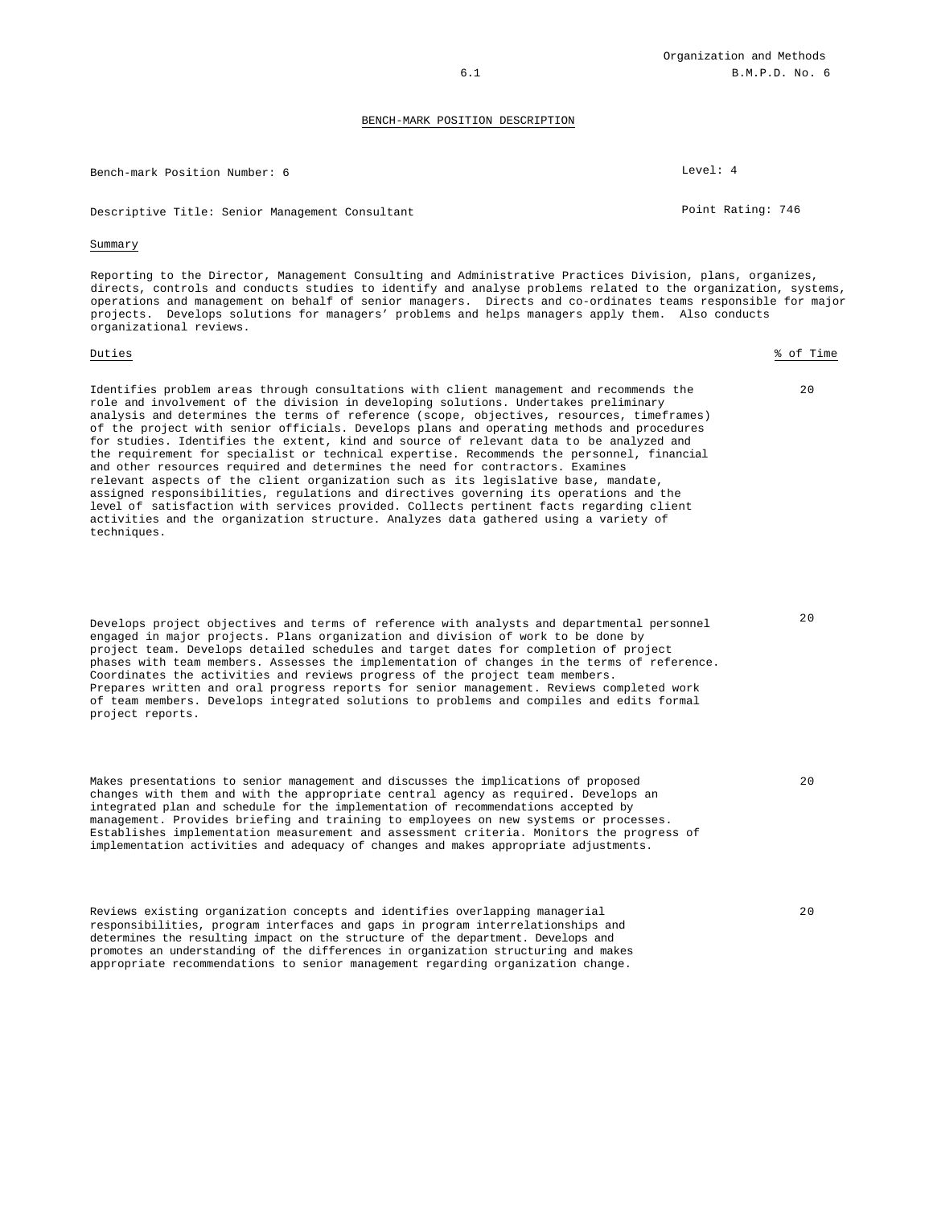## BENCH-MARK POSITION DESCRIPTION

Bench-mark Position Number: 6

Level: 4

Descriptive Title: Senior Management Consultant

Point Rating: 746

### Summary

Reporting to the Director, Management Consulting and Administrative Practices Division, plans, organizes, directs, controls and conducts studies to identify and analyse problems related to the organization, systems, operations and management on behalf of senior managers. Directs and co-ordinates teams responsible for major projects. Develops solutions for managers' problems and helps managers apply them. Also conducts organizational reviews.

| Duties | % of Time |
|---|---|
| Identifies problem areas through consultations with client management and recommends the role and involvement of the division in developing solutions. Undertakes preliminary analysis and determines the terms of reference (scope, objectives, resources, timeframes) of the project with senior officials. Develops plans and operating methods and procedures for studies. Identifies the extent, kind and source of relevant data to be analyzed and the requirement for specialist or technical expertise. Recommends the personnel, financial and other resources required and determines the need for contractors. Examines relevant aspects of the client organization such as its legislative base, mandate, assigned responsibilities, regulations and directives governing its operations and the level of satisfaction with services provided. Collects pertinent facts regarding client activities and the organization structure. Analyzes data gathered using a variety of techniques. | 20 |
| Develops project objectives and terms of reference with analysts and departmental personnel engaged in major projects. Plans organization and division of work to be done by project team. Develops detailed schedules and target dates for completion of project phases with team members. Assesses the implementation of changes in the terms of reference. Coordinates the activities and reviews progress of the project team members. Prepares written and oral progress reports for senior management. Reviews completed work of team members. Develops integrated solutions to problems and compiles and edits formal project reports. | 20 |
| Makes presentations to senior management and discusses the implications of proposed changes with them and with the appropriate central agency as required. Develops an integrated plan and schedule for the implementation of recommendations accepted by management. Provides briefing and training to employees on new systems or processes. Establishes implementation measurement and assessment criteria. Monitors the progress of implementation activities and adequacy of changes and makes appropriate adjustments. | 20 |
| Reviews existing organization concepts and identifies overlapping managerial responsibilities, program interfaces and gaps in program interrelationships and determines the resulting impact on the structure of the department. Develops and promotes an understanding of the differences in organization structuring and makes appropriate recommendations to senior management regarding organization change. | 20 |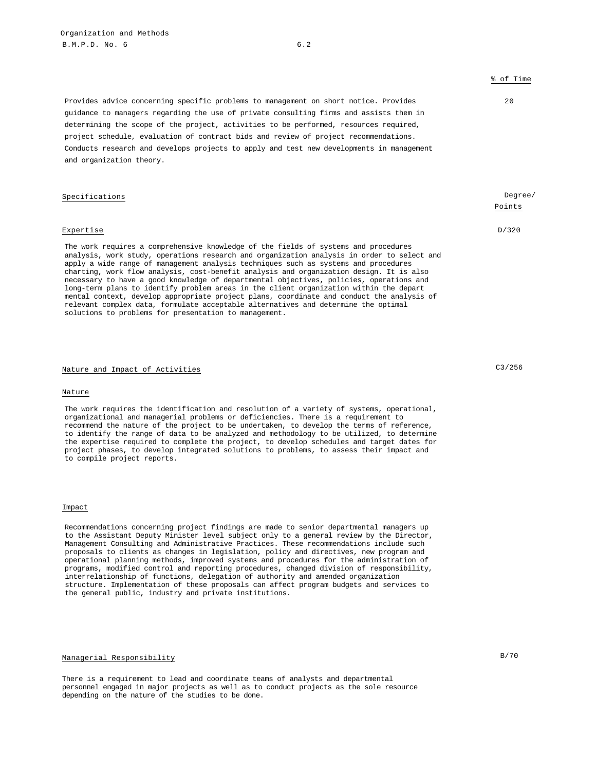% of Time

Provides advice concerning specific problems to management on short notice. Provides guidance to managers regarding the use of private consulting firms and assists them in determining the scope of the project, activities to be performed, resources required, project schedule, evaluation of contract bids and review of project recommendations. Conducts research and develops projects to apply and test new developments in management and organization theory. — 20

## Specifications

Degree/ Points

### Expertise

D/320

The work requires a comprehensive knowledge of the fields of systems and procedures analysis, work study, operations research and organization analysis in order to select and apply a wide range of management analysis techniques such as systems and procedures charting, work flow analysis, cost-benefit analysis and organization design. It is also necessary to have a good knowledge of departmental objectives, policies, operations and long-term plans to identify problem areas in the client organization within the depart mental context, develop appropriate project plans, coordinate and conduct the analysis of relevant complex data, formulate acceptable alternatives and determine the optimal solutions to problems for presentation to management.

### Nature and Impact of Activities

C3/256

#### Nature

The work requires the identification and resolution of a variety of systems, operational, organizational and managerial problems or deficiencies. There is a requirement to recommend the nature of the project to be undertaken, to develop the terms of reference, to identify the range of data to be analyzed and methodology to be utilized, to determine the expertise required to complete the project, to develop schedules and target dates for project phases, to develop integrated solutions to problems, to assess their impact and to compile project reports.

#### Impact

Recommendations concerning project findings are made to senior departmental managers up to the Assistant Deputy Minister level subject only to a general review by the Director, Management Consulting and Administrative Practices. These recommendations include such proposals to clients as changes in legislation, policy and directives, new program and operational planning methods, improved systems and procedures for the administration of programs, modified control and reporting procedures, changed division of responsibility, interrelationship of functions, delegation of authority and amended organization structure. Implementation of these proposals can affect program budgets and services to the general public, industry and private institutions.

### Managerial Responsibility

B/70

There is a requirement to lead and coordinate teams of analysts and departmental personnel engaged in major projects as well as to conduct projects as the sole resource depending on the nature of the studies to be done.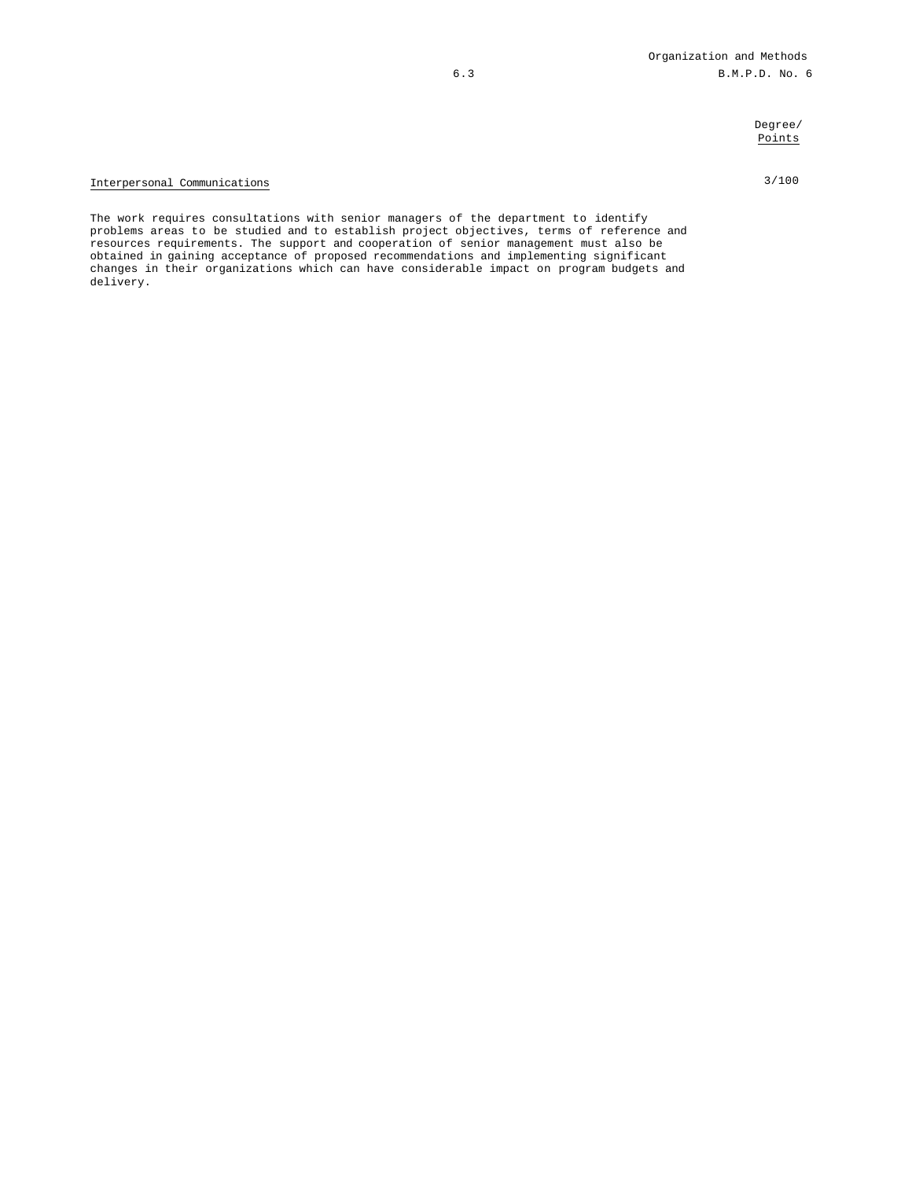Degree/
Points

Interpersonal Communications 3/100

The work requires consultations with senior managers of the department to identify problems areas to be studied and to establish project objectives, terms of reference and resources requirements. The support and cooperation of senior management must also be obtained in gaining acceptance of proposed recommendations and implementing significant changes in their organizations which can have considerable impact on program budgets and delivery.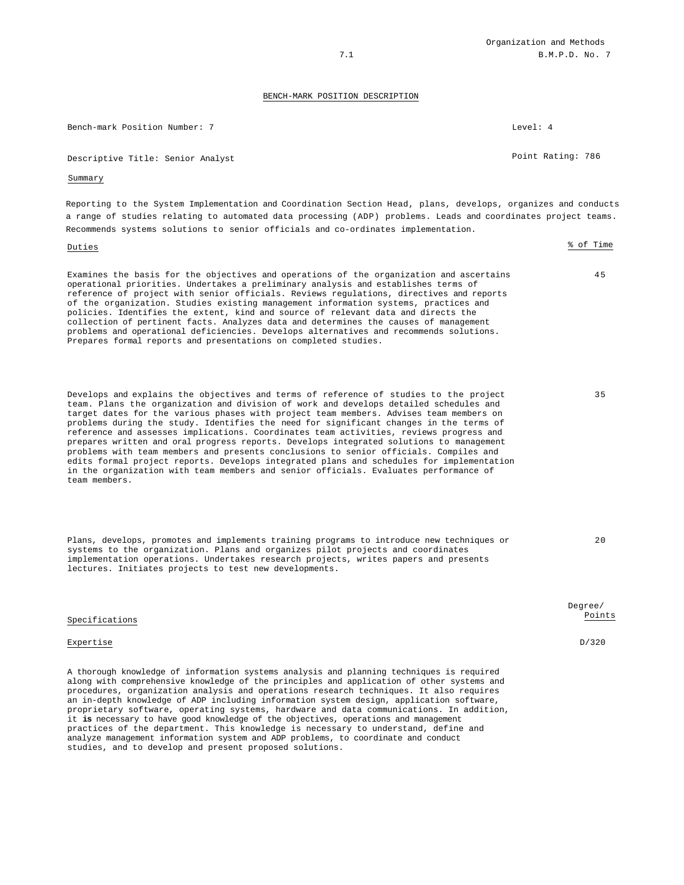## BENCH-MARK POSITION DESCRIPTION

Bench-mark Position Number: 7 | Level: 4

Descriptive Title: Senior Analyst | Point Rating: 786

### Summary

Reporting to the System Implementation and Coordination Section Head, plans, develops, organizes and conducts a range of studies relating to automated data processing (ADP) problems. Leads and coordinates project teams. Recommends systems solutions to senior officials and co-ordinates implementation.

| Duties | % of Time |
|---|---|
| Examines the basis for the objectives and operations of the organization and ascertains operational priorities. Undertakes a preliminary analysis and establishes terms of reference of project with senior officials. Reviews regulations, directives and reports of the organization. Studies existing management information systems, practices and policies. Identifies the extent, kind and source of relevant data and directs the collection of pertinent facts. Analyzes data and determines the causes of management problems and operational deficiencies. Develops alternatives and recommends solutions. Prepares formal reports and presentations on completed studies. | 45 |
| Develops and explains the objectives and terms of reference of studies to the project team. Plans the organization and division of work and develops detailed schedules and target dates for the various phases with project team members. Advises team members on problems during the study. Identifies the need for significant changes in the terms of reference and assesses implications. Coordinates team activities, reviews progress and prepares written and oral progress reports. Develops integrated solutions to management problems with team members and presents conclusions to senior officials. Compiles and edits formal project reports. Develops integrated plans and schedules for implementation in the organization with team members and senior officials. Evaluates performance of team members. | 35 |
| Plans, develops, promotes and implements training programs to introduce new techniques or systems to the organization. Plans and organizes pilot projects and coordinates implementation operations. Undertakes research projects, writes papers and presents lectures. Initiates projects to test new developments. | 20 |

| Specifications | Degree/ Points |
|---|---|
| Expertise | D/320 |

A thorough knowledge of information systems analysis and planning techniques is required along with comprehensive knowledge of the principles and application of other systems and procedures, organization analysis and operations research techniques. It also requires an in-depth knowledge of ADP including information system design, application software, proprietary software, operating systems, hardware and data communications. In addition, it **is** necessary to have good knowledge of the objectives, operations and management practices of the department. This knowledge is necessary to understand, define and analyze management information system and ADP problems, to coordinate and conduct studies, and to develop and present proposed solutions.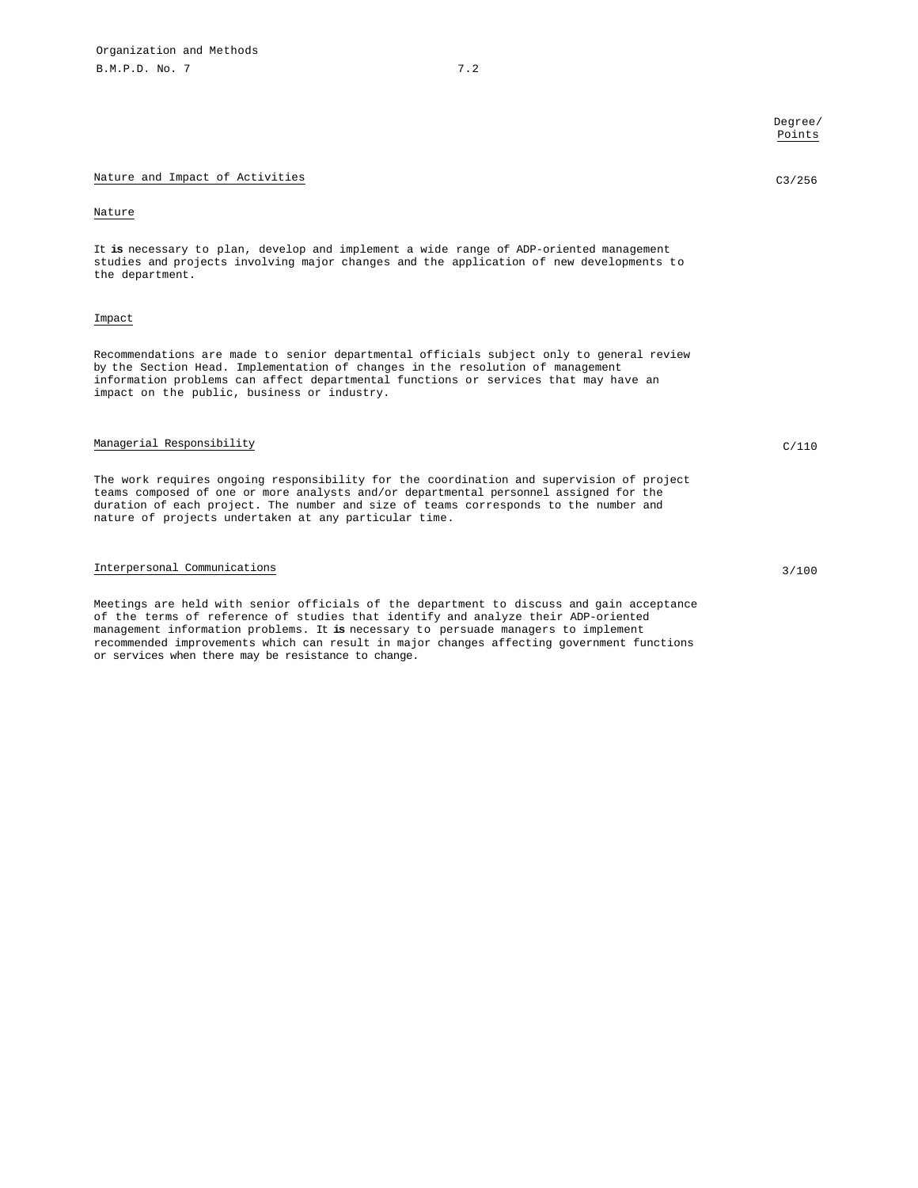Degree/ Points

## Nature and Impact of Activities

C3/256

### Nature

It **is** necessary to plan, develop and implement a wide range of ADP-oriented management studies and projects involving major changes and the application of new developments to the department.

### Impact

Recommendations are made to senior departmental officials subject only to general review by the Section Head. Implementation of changes in the resolution of management information problems can affect departmental functions or services that may have an impact on the public, business or industry.

## Managerial Responsibility

C/110

The work requires ongoing responsibility for the coordination and supervision of project teams composed of one or more analysts and/or departmental personnel assigned for the duration of each project. The number and size of teams corresponds to the number and nature of projects undertaken at any particular time.

## Interpersonal Communications

3/100

Meetings are held with senior officials of the department to discuss and gain acceptance of the terms of reference of studies that identify and analyze their ADP-oriented management information problems. It **is** necessary to persuade managers to implement recommended improvements which can result in major changes affecting government functions or services when there may be resistance to change.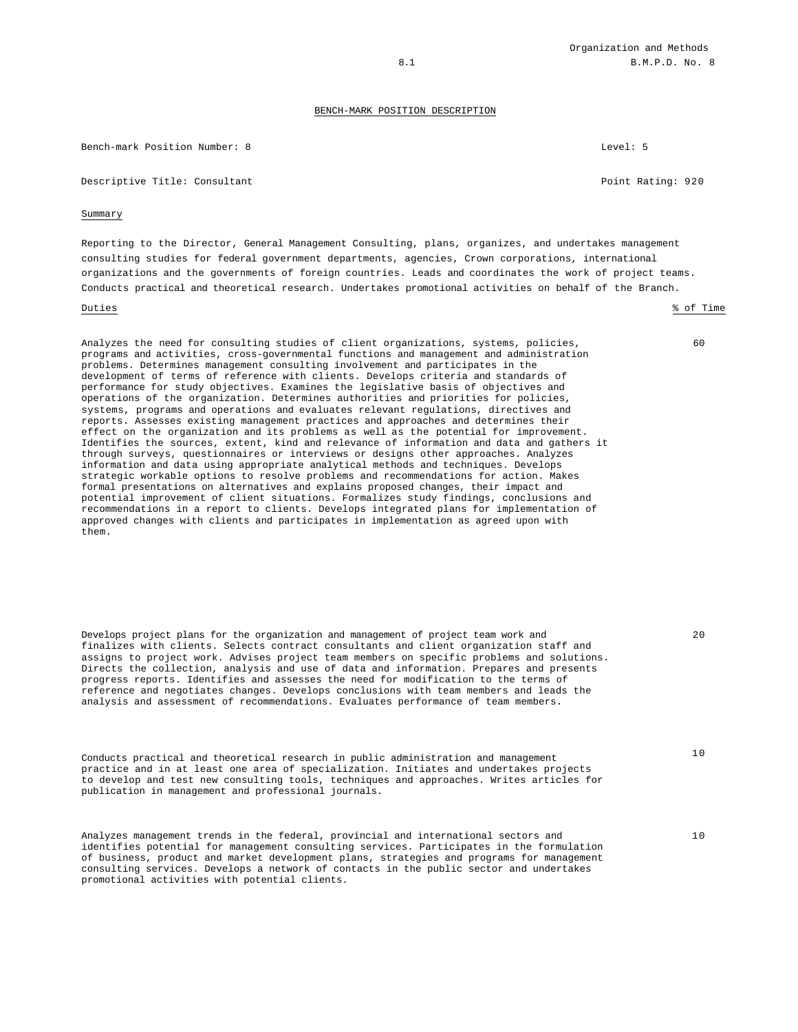## BENCH-MARK POSITION DESCRIPTION

Bench-mark Position Number: 8 — Level: 5

Descriptive Title: Consultant — Point Rating: 920

### Summary

Reporting to the Director, General Management Consulting, plans, organizes, and undertakes management consulting studies for federal government departments, agencies, Crown corporations, international organizations and the governments of foreign countries. Leads and coordinates the work of project teams. Conducts practical and theoretical research. Undertakes promotional activities on behalf of the Branch.

| Duties | % of Time |
|---|---|
| Analyzes the need for consulting studies of client organizations, systems, policies, programs and activities, cross-governmental functions and management and administration problems. Determines management consulting involvement and participates in the development of terms of reference with clients. Develops criteria and standards of performance for study objectives. Examines the legislative basis of objectives and operations of the organization. Determines authorities and priorities for policies, systems, programs and operations and evaluates relevant regulations, directives and reports. Assesses existing management practices and approaches and determines their effect on the organization and its problems as well as the potential for improvement. Identifies the sources, extent, kind and relevance of information and data and gathers it through surveys, questionnaires or interviews or designs other approaches. Analyzes information and data using appropriate analytical methods and techniques. Develops strategic workable options to resolve problems and recommendations for action. Makes formal presentations on alternatives and explains proposed changes, their impact and potential improvement of client situations. Formalizes study findings, conclusions and recommendations in a report to clients. Develops integrated plans for implementation of approved changes with clients and participates in implementation as agreed upon with them. | 60 |
| Develops project plans for the organization and management of project team work and finalizes with clients. Selects contract consultants and client organization staff and assigns to project work. Advises project team members on specific problems and solutions. Directs the collection, analysis and use of data and information. Prepares and presents progress reports. Identifies and assesses the need for modification to the terms of reference and negotiates changes. Develops conclusions with team members and leads the analysis and assessment of recommendations. Evaluates performance of team members. | 20 |
| Conducts practical and theoretical research in public administration and management practice and in at least one area of specialization. Initiates and undertakes projects to develop and test new consulting tools, techniques and approaches. Writes articles for publication in management and professional journals. | 10 |
| Analyzes management trends in the federal, provincial and international sectors and identifies potential for management consulting services. Participates in the formulation of business, product and market development plans, strategies and programs for management consulting services. Develops a network of contacts in the public sector and undertakes promotional activities with potential clients. | 10 |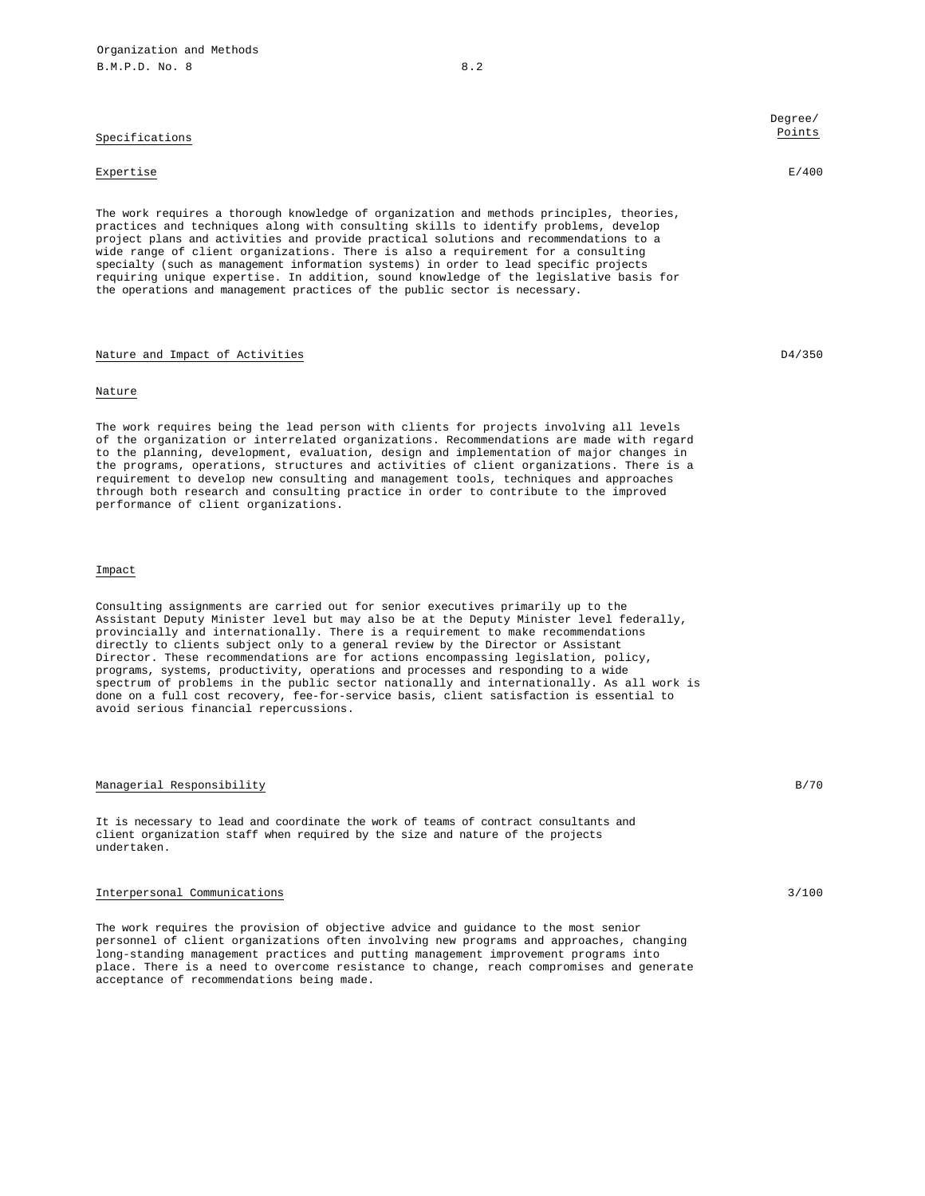## Specifications

Degree/Points

### Expertise — E/400

The work requires a thorough knowledge of organization and methods principles, theories, practices and techniques along with consulting skills to identify problems, develop project plans and activities and provide practical solutions and recommendations to a wide range of client organizations. There is also a requirement for a consulting specialty (such as management information systems) in order to lead specific projects requiring unique expertise. In addition, sound knowledge of the legislative basis for the operations and management practices of the public sector is necessary.

### Nature and Impact of Activities — D4/350

#### Nature

The work requires being the lead person with clients for projects involving all levels of the organization or interrelated organizations. Recommendations are made with regard to the planning, development, evaluation, design and implementation of major changes in the programs, operations, structures and activities of client organizations. There is a requirement to develop new consulting and management tools, techniques and approaches through both research and consulting practice in order to contribute to the improved performance of client organizations.

#### Impact

Consulting assignments are carried out for senior executives primarily up to the Assistant Deputy Minister level but may also be at the Deputy Minister level federally, provincially and internationally. There is a requirement to make recommendations directly to clients subject only to a general review by the Director or Assistant Director. These recommendations are for actions encompassing legislation, policy, programs, systems, productivity, operations and processes and responding to a wide spectrum of problems in the public sector nationally and internationally. As all work is done on a full cost recovery, fee-for-service basis, client satisfaction is essential to avoid serious financial repercussions.

### Managerial Responsibility — B/70

It is necessary to lead and coordinate the work of teams of contract consultants and client organization staff when required by the size and nature of the projects undertaken.

### Interpersonal Communications — 3/100

The work requires the provision of objective advice and guidance to the most senior personnel of client organizations often involving new programs and approaches, changing long-standing management practices and putting management improvement programs into place. There is a need to overcome resistance to change, reach compromises and generate acceptance of recommendations being made.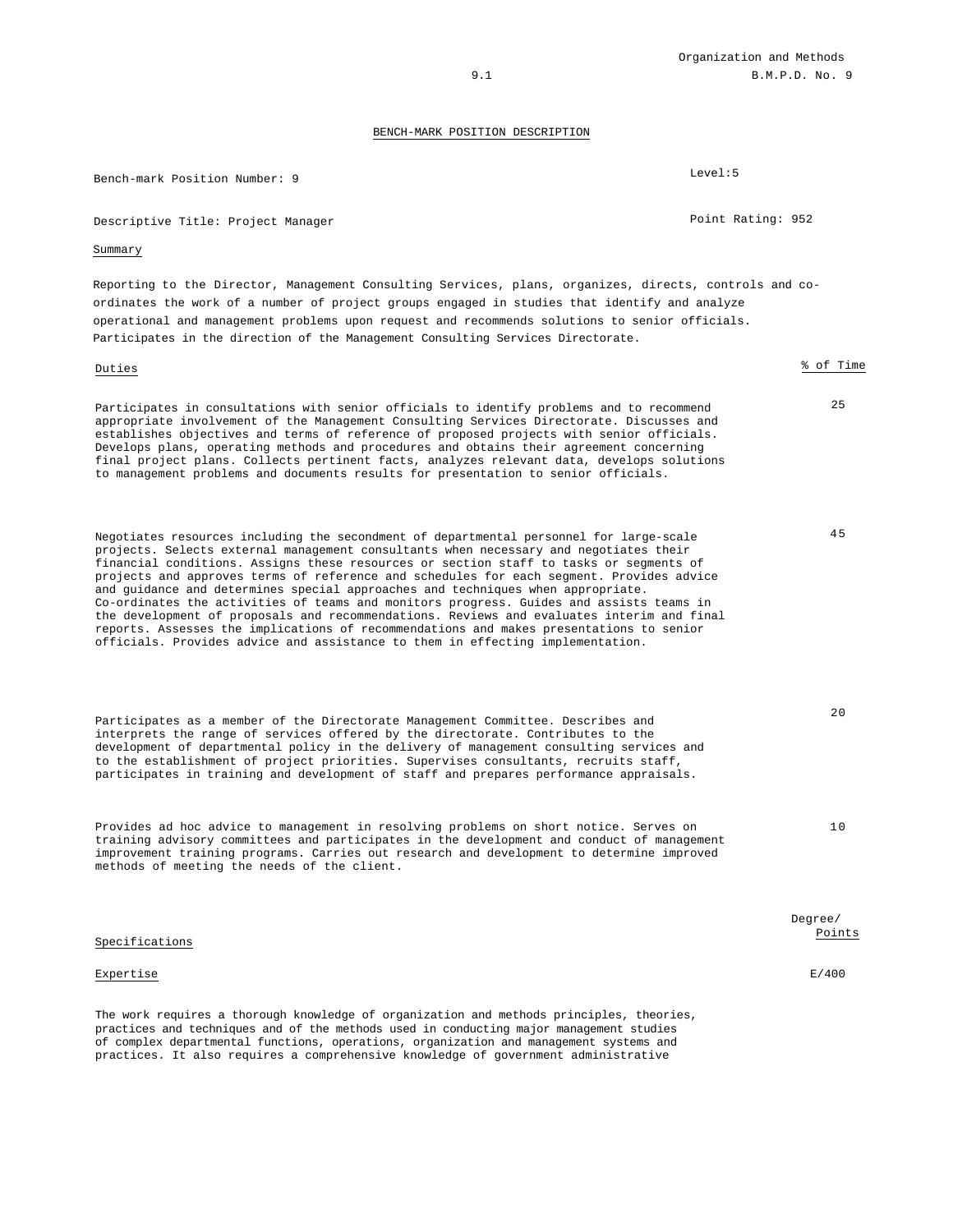## BENCH-MARK POSITION DESCRIPTION

Bench-mark Position Number: 9 | Level: 5

Descriptive Title: Project Manager | Point Rating: 952

### Summary

Reporting to the Director, Management Consulting Services, plans, organizes, directs, controls and co-ordinates the work of a number of project groups engaged in studies that identify and analyze operational and management problems upon request and recommends solutions to senior officials. Participates in the direction of the Management Consulting Services Directorate.

| Duties | % of Time |
|---|---|
| Participates in consultations with senior officials to identify problems and to recommend appropriate involvement of the Management Consulting Services Directorate. Discusses and establishes objectives and terms of reference of proposed projects with senior officials. Develops plans, operating methods and procedures and obtains their agreement concerning final project plans. Collects pertinent facts, analyzes relevant data, develops solutions to management problems and documents results for presentation to senior officials. | 25 |
| Negotiates resources including the secondment of departmental personnel for large-scale projects. Selects external management consultants when necessary and negotiates their financial conditions. Assigns these resources or section staff to tasks or segments of projects and approves terms of reference and schedules for each segment. Provides advice and guidance and determines special approaches and techniques when appropriate. Co-ordinates the activities of teams and monitors progress. Guides and assists teams in the development of proposals and recommendations. Reviews and evaluates interim and final reports. Assesses the implications of recommendations and makes presentations to senior officials. Provides advice and assistance to them in effecting implementation. | 45 |
| Participates as a member of the Directorate Management Committee. Describes and interprets the range of services offered by the directorate. Contributes to the development of departmental policy in the delivery of management consulting services and to the establishment of project priorities. Supervises consultants, recruits staff, participates in training and development of staff and prepares performance appraisals. | 20 |
| Provides ad hoc advice to management in resolving problems on short notice. Serves on training advisory committees and participates in the development and conduct of management improvement training programs. Carries out research and development to determine improved methods of meeting the needs of the client. | 10 |

| Specifications | Degree/Points |
|---|---|
| Expertise | E/400 |

The work requires a thorough knowledge of organization and methods principles, theories, practices and techniques and of the methods used in conducting major management studies of complex departmental functions, operations, organization and management systems and practices. It also requires a comprehensive knowledge of government administrative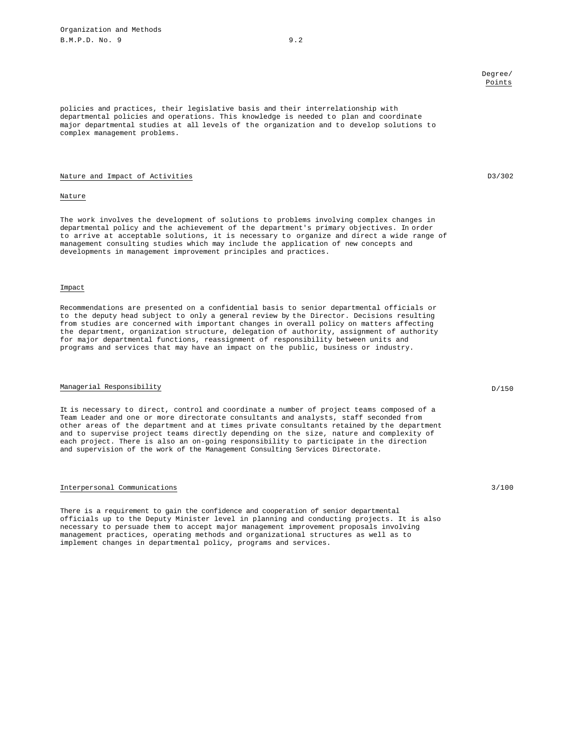Degree/
Points

policies and practices, their legislative basis and their interrelationship with departmental policies and operations. This knowledge is needed to plan and coordinate major departmental studies at all levels of the organization and to develop solutions to complex management problems.

## Nature and Impact of Activities — D3/302

### Nature

The work involves the development of solutions to problems involving complex changes in departmental policy and the achievement of the department's primary objectives. In order to arrive at acceptable solutions, it is necessary to organize and direct a wide range of management consulting studies which may include the application of new concepts and developments in management improvement principles and practices.

### Impact

Recommendations are presented on a confidential basis to senior departmental officials or to the deputy head subject to only a general review by the Director. Decisions resulting from studies are concerned with important changes in overall policy on matters affecting the department, organization structure, delegation of authority, assignment of authority for major departmental functions, reassignment of responsibility between units and programs and services that may have an impact on the public, business or industry.

## Managerial Responsibility — D/150

It is necessary to direct, control and coordinate a number of project teams composed of a Team Leader and one or more directorate consultants and analysts, staff seconded from other areas of the department and at times private consultants retained by the department and to supervise project teams directly depending on the size, nature and complexity of each project. There is also an on-going responsibility to participate in the direction and supervision of the work of the Management Consulting Services Directorate.

## Interpersonal Communications — 3/100

There is a requirement to gain the confidence and cooperation of senior departmental officials up to the Deputy Minister level in planning and conducting projects. It is also necessary to persuade them to accept major management improvement proposals involving management practices, operating methods and organizational structures as well as to implement changes in departmental policy, programs and services.